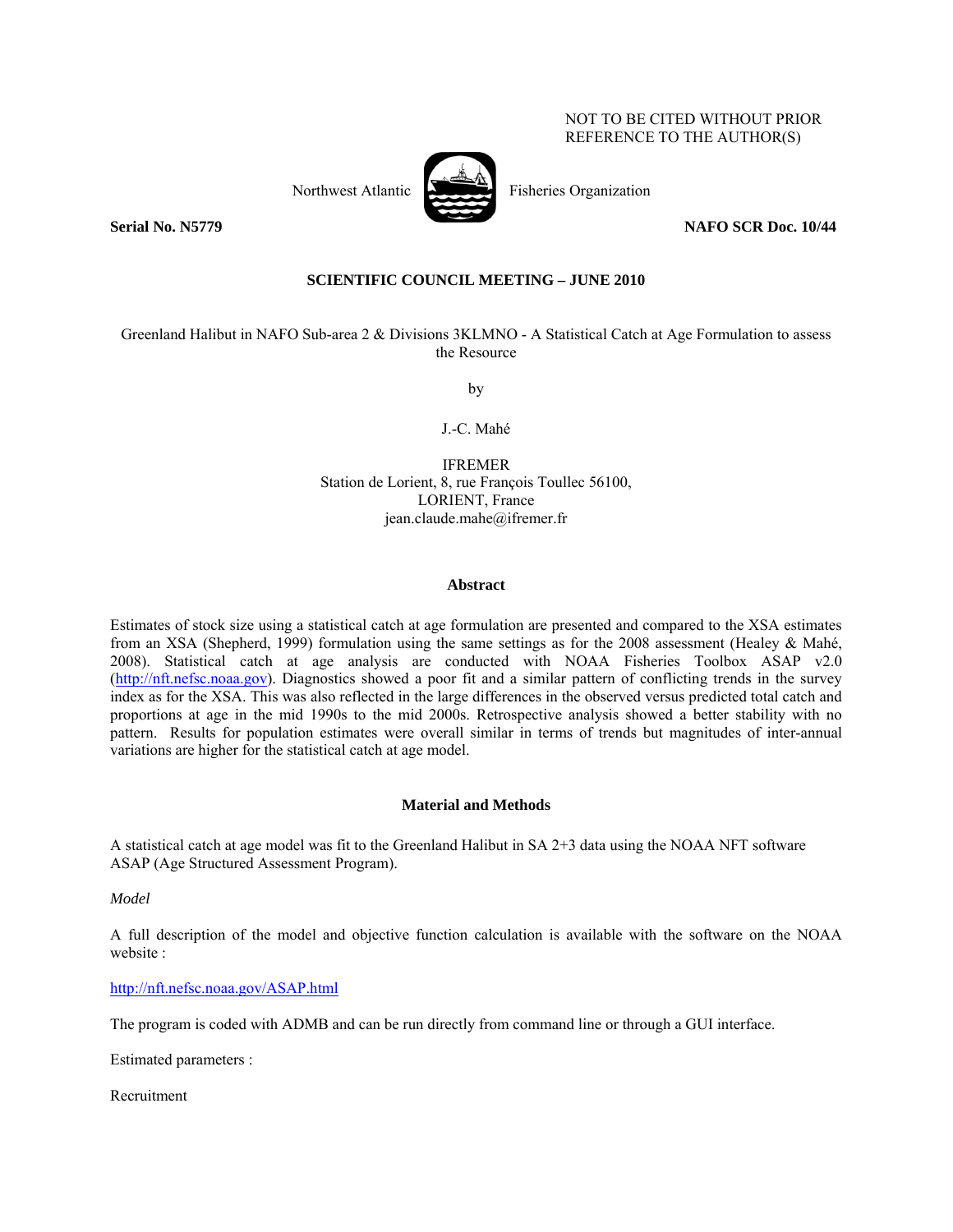NOT TO BE CITED WITHOUT PRIOR REFERENCE TO THE AUTHOR(S)

Northwest Atlantic Fisheries Organization

**Serial No. N5779** **NAFO SCR Doc. 10/44**

**SCIENTIFIC COUNCIL MEETING – JUNE 2010**

Greenland Halibut in NAFO Sub-area 2 & Divisions 3KLMNO - A Statistical Catch at Age Formulation to assess the Resource

by

J.-C. Mahé

IFREMER
Station de Lorient, 8, rue François Toullec 56100,
LORIENT, France
jean.claude.mahe@ifremer.fr

## Abstract

Estimates of stock size using a statistical catch at age formulation are presented and compared to the XSA estimates from an XSA (Shepherd, 1999) formulation using the same settings as for the 2008 assessment (Healey & Mahé, 2008). Statistical catch at age analysis are conducted with NOAA Fisheries Toolbox ASAP v2.0 (http://nft.nefsc.noaa.gov). Diagnostics showed a poor fit and a similar pattern of conflicting trends in the survey index as for the XSA. This was also reflected in the large differences in the observed versus predicted total catch and proportions at age in the mid 1990s to the mid 2000s. Retrospective analysis showed a better stability with no pattern. Results for population estimates were overall similar in terms of trends but magnitudes of inter-annual variations are higher for the statistical catch at age model.

## Material and Methods

A statistical catch at age model was fit to the Greenland Halibut in SA 2+3 data using the NOAA NFT software ASAP (Age Structured Assessment Program).

*Model*

A full description of the model and objective function calculation is available with the software on the NOAA website :

http://nft.nefsc.noaa.gov/ASAP.html

The program is coded with ADMB and can be run directly from command line or through a GUI interface.

Estimated parameters :

Recruitment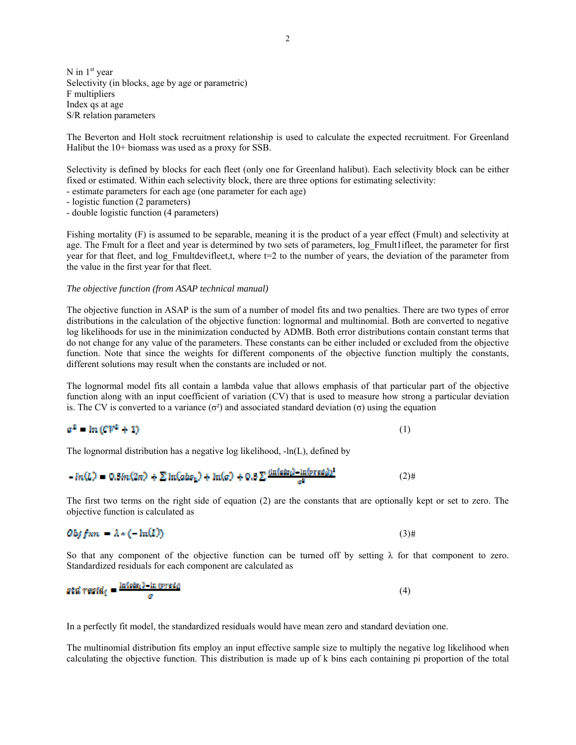N in 1st year
Selectivity (in blocks, age by age or parametric)
F multipliers
Index qs at age
S/R relation parameters

The Beverton and Holt stock recruitment relationship is used to calculate the expected recruitment. For Greenland Halibut the 10+ biomass was used as a proxy for SSB.

Selectivity is defined by blocks for each fleet (only one for Greenland halibut). Each selectivity block can be either fixed or estimated. Within each selectivity block, there are three options for estimating selectivity:
- estimate parameters for each age (one parameter for each age)
- logistic function (2 parameters)
- double logistic function (4 parameters)

Fishing mortality (F) is assumed to be separable, meaning it is the product of a year effect (Fmult) and selectivity at age. The Fmult for a fleet and year is determined by two sets of parameters, log_Fmult1ifleet, the parameter for first year for that fleet, and log_Fmultdevifleet,t, where t=2 to the number of years, the deviation of the parameter from the value in the first year for that fleet.

*The objective function (from ASAP technical manual)*

The objective function in ASAP is the sum of a number of model fits and two penalties. There are two types of error distributions in the calculation of the objective function: lognormal and multinomial. Both are converted to negative log likelihoods for use in the minimization conducted by ADMB. Both error distributions contain constant terms that do not change for any value of the parameters. These constants can be either included or excluded from the objective function. Note that since the weights for different components of the objective function multiply the constants, different solutions may result when the constants are included or not.

The lognormal model fits all contain a lambda value that allows emphasis of that particular part of the objective function along with an input coefficient of variation (CV) that is used to measure how strong a particular deviation is. The CV is converted to a variance ($\sigma^2$) and associated standard deviation ($\sigma$) using the equation

$$\sigma^2 = \ln(CV^2 + 1) \tag{1}$$

The lognormal distribution has a negative log likelihood, -ln(L), defined by

$$-\ln(L) = 0.5\ln(2\pi) + \sum \ln(obs_i) + \ln(\sigma) + 0.5\sum \frac{(\ln(obs_i) - \ln(pred_i))^2}{\sigma^2} \tag{2}$$#

The first two terms on the right side of equation (2) are the constants that are optionally kept or set to zero. The objective function is calculated as

$$Obj\ fxn = \lambda * (-\ln(L)) \tag{3}$$#

So that any component of the objective function can be turned off by setting $\lambda$ for that component to zero. Standardized residuals for each component are calculated as

$$std\ resid_i = \frac{\ln(obs_i) - \ln(pred_i)}{\sigma} \tag{4}$$

In a perfectly fit model, the standardized residuals would have mean zero and standard deviation one.

The multinomial distribution fits employ an input effective sample size to multiply the negative log likelihood when calculating the objective function. This distribution is made up of k bins each containing pi proportion of the total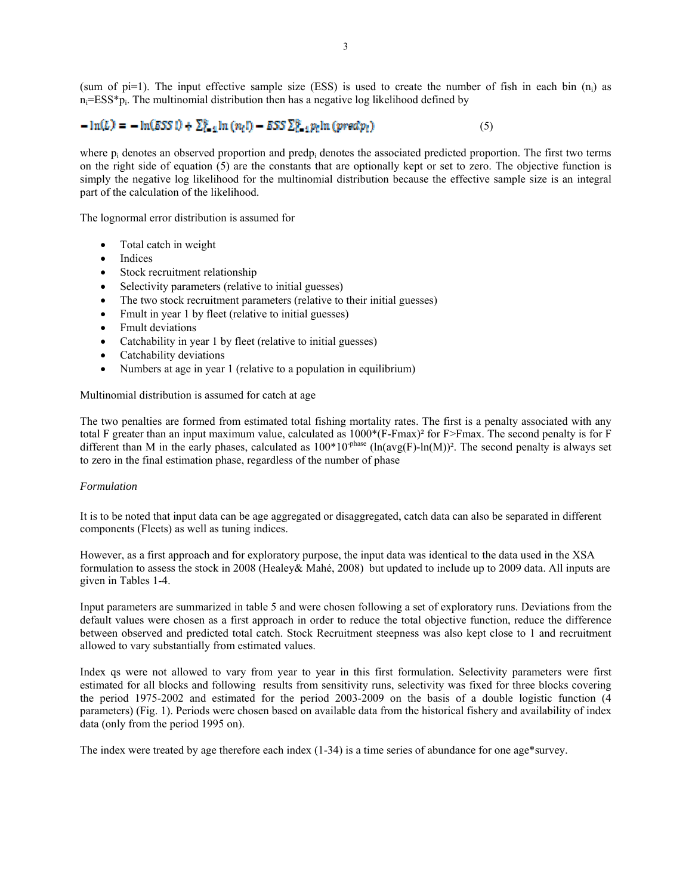(sum of pi=1). The input effective sample size (ESS) is used to create the number of fish in each bin ($n_i$) as $n_i$=ESS*$p_i$. The multinomial distribution then has a negative log likelihood defined by

$$-\ln(L) = -\ln(ESS\,!) + \sum_{i=1}^{b} \ln(n_i!) - ESS \sum_{i=1}^{b} p_i \ln(predp_i) \qquad (5)$$

where $p_i$ denotes an observed proportion and $predp_i$ denotes the associated predicted proportion. The first two terms on the right side of equation (5) are the constants that are optionally kept or set to zero. The objective function is simply the negative log likelihood for the multinomial distribution because the effective sample size is an integral part of the calculation of the likelihood.

The lognormal error distribution is assumed for

- Total catch in weight
- Indices
- Stock recruitment relationship
- Selectivity parameters (relative to initial guesses)
- The two stock recruitment parameters (relative to their initial guesses)
- Fmult in year 1 by fleet (relative to initial guesses)
- Fmult deviations
- Catchability in year 1 by fleet (relative to initial guesses)
- Catchability deviations
- Numbers at age in year 1 (relative to a population in equilibrium)

Multinomial distribution is assumed for catch at age

The two penalties are formed from estimated total fishing mortality rates. The first is a penalty associated with any total F greater than an input maximum value, calculated as $1000*(F-Fmax)^2$ for F>Fmax. The second penalty is for F different than M in the early phases, calculated as $100*10^{-phase}\,(\ln(avg(F)-\ln(M))^2$. The second penalty is always set to zero in the final estimation phase, regardless of the number of phase

*Formulation*

It is to be noted that input data can be age aggregated or disaggregated, catch data can also be separated in different components (Fleets) as well as tuning indices.

However, as a first approach and for exploratory purpose, the input data was identical to the data used in the XSA formulation to assess the stock in 2008 (Healey& Mahé, 2008) but updated to include up to 2009 data. All inputs are given in Tables 1-4.

Input parameters are summarized in table 5 and were chosen following a set of exploratory runs. Deviations from the default values were chosen as a first approach in order to reduce the total objective function, reduce the difference between observed and predicted total catch. Stock Recruitment steepness was also kept close to 1 and recruitment allowed to vary substantially from estimated values.

Index qs were not allowed to vary from year to year in this first formulation. Selectivity parameters were first estimated for all blocks and following results from sensitivity runs, selectivity was fixed for three blocks covering the period 1975-2002 and estimated for the period 2003-2009 on the basis of a double logistic function (4 parameters) (Fig. 1). Periods were chosen based on available data from the historical fishery and availability of index data (only from the period 1995 on).

The index were treated by age therefore each index (1-34) is a time series of abundance for one age*survey.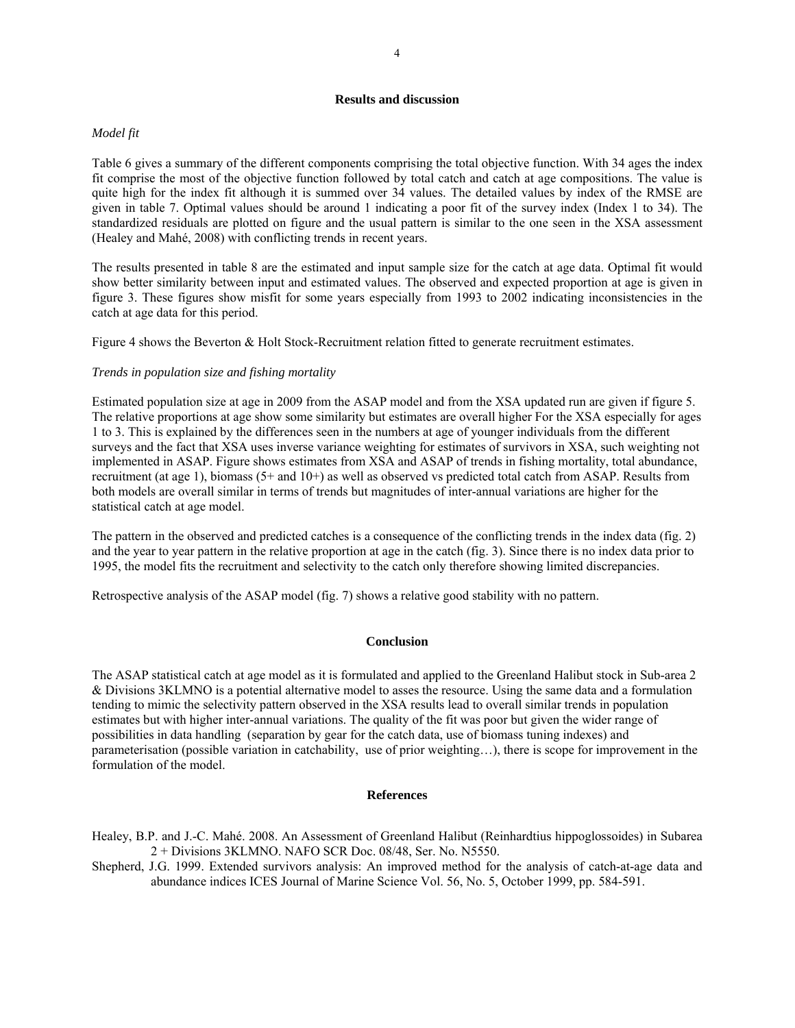## Results and discussion

*Model fit*

Table 6 gives a summary of the different components comprising the total objective function. With 34 ages the index fit comprise the most of the objective function followed by total catch and catch at age compositions. The value is quite high for the index fit although it is summed over 34 values. The detailed values by index of the RMSE are given in table 7. Optimal values should be around 1 indicating a poor fit of the survey index (Index 1 to 34). The standardized residuals are plotted on figure and the usual pattern is similar to the one seen in the XSA assessment (Healey and Mahé, 2008) with conflicting trends in recent years.

The results presented in table 8 are the estimated and input sample size for the catch at age data. Optimal fit would show better similarity between input and estimated values. The observed and expected proportion at age is given in figure 3. These figures show misfit for some years especially from 1993 to 2002 indicating inconsistencies in the catch at age data for this period.

Figure 4 shows the Beverton & Holt Stock-Recruitment relation fitted to generate recruitment estimates.

*Trends in population size and fishing mortality*

Estimated population size at age in 2009 from the ASAP model and from the XSA updated run are given if figure 5. The relative proportions at age show some similarity but estimates are overall higher For the XSA especially for ages 1 to 3. This is explained by the differences seen in the numbers at age of younger individuals from the different surveys and the fact that XSA uses inverse variance weighting for estimates of survivors in XSA, such weighting not implemented in ASAP. Figure shows estimates from XSA and ASAP of trends in fishing mortality, total abundance, recruitment (at age 1), biomass (5+ and 10+) as well as observed vs predicted total catch from ASAP. Results from both models are overall similar in terms of trends but magnitudes of inter-annual variations are higher for the statistical catch at age model.

The pattern in the observed and predicted catches is a consequence of the conflicting trends in the index data (fig. 2) and the year to year pattern in the relative proportion at age in the catch (fig. 3). Since there is no index data prior to 1995, the model fits the recruitment and selectivity to the catch only therefore showing limited discrepancies.

Retrospective analysis of the ASAP model (fig. 7) shows a relative good stability with no pattern.

## Conclusion

The ASAP statistical catch at age model as it is formulated and applied to the Greenland Halibut stock in Sub-area 2 & Divisions 3KLMNO is a potential alternative model to asses the resource. Using the same data and a formulation tending to mimic the selectivity pattern observed in the XSA results lead to overall similar trends in population estimates but with higher inter-annual variations. The quality of the fit was poor but given the wider range of possibilities in data handling (separation by gear for the catch data, use of biomass tuning indexes) and parameterisation (possible variation in catchability, use of prior weighting…), there is scope for improvement in the formulation of the model.

## References

Healey, B.P. and J.-C. Mahé. 2008. An Assessment of Greenland Halibut (Reinhardtius hippoglossoides) in Subarea 2 + Divisions 3KLMNO. NAFO SCR Doc. 08/48, Ser. No. N5550.

Shepherd, J.G. 1999. Extended survivors analysis: An improved method for the analysis of catch-at-age data and abundance indices ICES Journal of Marine Science Vol. 56, No. 5, October 1999, pp. 584-591.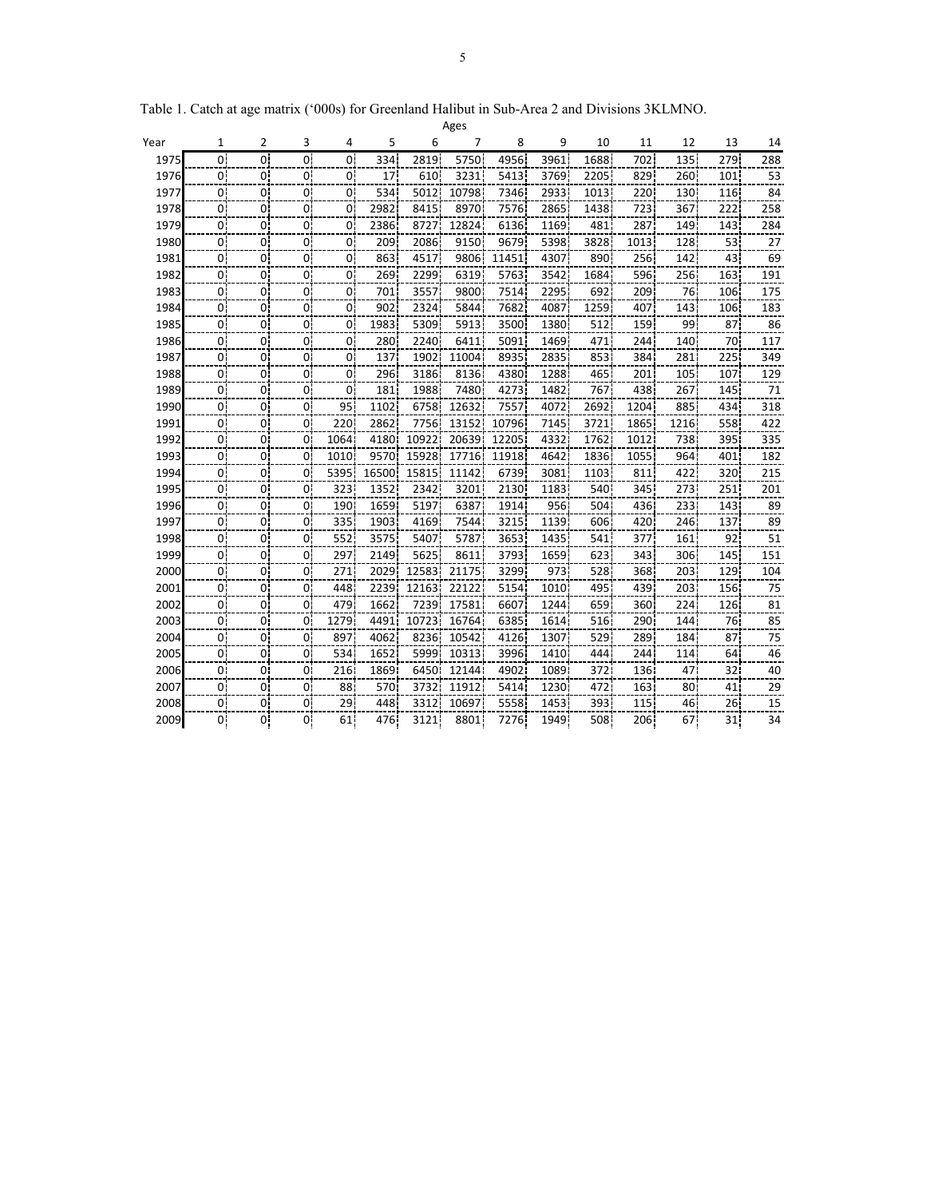Table 1. Catch at age matrix ('000s) for Greenland Halibut in Sub-Area 2 and Divisions 3KLMNO.

| | Ages | | | | | | | | | | | | | |
|---|---|---|---|---|---|---|---|---|---|---|---|---|---|---|
| Year | 1 | 2 | 3 | 4 | 5 | 6 | 7 | 8 | 9 | 10 | 11 | 12 | 13 | 14 |
| 1975 | 0 | 0 | 0 | 0 | 334 | 2819 | 5750 | 4956 | 3961 | 1688 | 702 | 135 | 279 | 288 |
| 1976 | 0 | 0 | 0 | 0 | 17 | 610 | 3231 | 5413 | 3769 | 2205 | 829 | 260 | 101 | 53 |
| 1977 | 0 | 0 | 0 | 0 | 534 | 5012 | 10798 | 7346 | 2933 | 1013 | 220 | 130 | 116 | 84 |
| 1978 | 0 | 0 | 0 | 0 | 2982 | 8415 | 8970 | 7576 | 2865 | 1438 | 723 | 367 | 222 | 258 |
| 1979 | 0 | 0 | 0 | 0 | 2386 | 8727 | 12824 | 6136 | 1169 | 481 | 287 | 149 | 143 | 284 |
| 1980 | 0 | 0 | 0 | 0 | 209 | 2086 | 9150 | 9679 | 5398 | 3828 | 1013 | 128 | 53 | 27 |
| 1981 | 0 | 0 | 0 | 0 | 863 | 4517 | 9806 | 11451 | 4307 | 890 | 256 | 142 | 43 | 69 |
| 1982 | 0 | 0 | 0 | 0 | 269 | 2299 | 6319 | 5763 | 3542 | 1684 | 596 | 256 | 163 | 191 |
| 1983 | 0 | 0 | 0 | 0 | 701 | 3557 | 9800 | 7514 | 2295 | 692 | 209 | 76 | 106 | 175 |
| 1984 | 0 | 0 | 0 | 0 | 902 | 2324 | 5844 | 7682 | 4087 | 1259 | 407 | 143 | 106 | 183 |
| 1985 | 0 | 0 | 0 | 0 | 1983 | 5309 | 5913 | 3500 | 1380 | 512 | 159 | 99 | 87 | 86 |
| 1986 | 0 | 0 | 0 | 0 | 280 | 2240 | 6411 | 5091 | 1469 | 471 | 244 | 140 | 70 | 117 |
| 1987 | 0 | 0 | 0 | 0 | 137 | 1902 | 11004 | 8935 | 2835 | 853 | 384 | 281 | 225 | 349 |
| 1988 | 0 | 0 | 0 | 0 | 296 | 3186 | 8136 | 4380 | 1288 | 465 | 201 | 105 | 107 | 129 |
| 1989 | 0 | 0 | 0 | 0 | 181 | 1988 | 7480 | 4273 | 1482 | 767 | 438 | 267 | 145 | 71 |
| 1990 | 0 | 0 | 0 | 95 | 1102 | 6758 | 12632 | 7557 | 4072 | 2692 | 1204 | 885 | 434 | 318 |
| 1991 | 0 | 0 | 0 | 220 | 2862 | 7756 | 13152 | 10796 | 7145 | 3721 | 1865 | 1216 | 558 | 422 |
| 1992 | 0 | 0 | 0 | 1064 | 4180 | 10922 | 20639 | 12205 | 4332 | 1762 | 1012 | 738 | 395 | 335 |
| 1993 | 0 | 0 | 0 | 1010 | 9570 | 15928 | 17716 | 11918 | 4642 | 1836 | 1055 | 964 | 401 | 182 |
| 1994 | 0 | 0 | 0 | 5395 | 16500 | 15815 | 11142 | 6739 | 3081 | 1103 | 811 | 422 | 320 | 215 |
| 1995 | 0 | 0 | 0 | 323 | 1352 | 2342 | 3201 | 2130 | 1183 | 540 | 345 | 273 | 251 | 201 |
| 1996 | 0 | 0 | 0 | 190 | 1659 | 5197 | 6387 | 1914 | 956 | 504 | 436 | 233 | 143 | 89 |
| 1997 | 0 | 0 | 0 | 335 | 1903 | 4169 | 7544 | 3215 | 1139 | 606 | 420 | 246 | 137 | 89 |
| 1998 | 0 | 0 | 0 | 552 | 3575 | 5407 | 5787 | 3653 | 1435 | 541 | 377 | 161 | 92 | 51 |
| 1999 | 0 | 0 | 0 | 297 | 2149 | 5625 | 8611 | 3793 | 1659 | 623 | 343 | 306 | 145 | 151 |
| 2000 | 0 | 0 | 0 | 271 | 2029 | 12583 | 21175 | 3299 | 973 | 528 | 368 | 203 | 129 | 104 |
| 2001 | 0 | 0 | 0 | 448 | 2239 | 12163 | 22122 | 5154 | 1010 | 495 | 439 | 203 | 156 | 75 |
| 2002 | 0 | 0 | 0 | 479 | 1662 | 7239 | 17581 | 6607 | 1244 | 659 | 360 | 224 | 126 | 81 |
| 2003 | 0 | 0 | 0 | 1279 | 4491 | 10723 | 16764 | 6385 | 1614 | 516 | 290 | 144 | 76 | 85 |
| 2004 | 0 | 0 | 0 | 897 | 4062 | 8236 | 10542 | 4126 | 1307 | 529 | 289 | 184 | 87 | 75 |
| 2005 | 0 | 0 | 0 | 534 | 1652 | 5999 | 10313 | 3996 | 1410 | 444 | 244 | 114 | 64 | 46 |
| 2006 | 0 | 0 | 0 | 216 | 1869 | 6450 | 12144 | 4902 | 1089 | 372 | 136 | 47 | 32 | 40 |
| 2007 | 0 | 0 | 0 | 88 | 570 | 3732 | 11912 | 5414 | 1230 | 472 | 163 | 80 | 41 | 29 |
| 2008 | 0 | 0 | 0 | 29 | 448 | 3312 | 10697 | 5558 | 1453 | 393 | 115 | 46 | 26 | 15 |
| 2009 | 0 | 0 | 0 | 61 | 476 | 3121 | 8801 | 7276 | 1949 | 508 | 206 | 67 | 31 | 34 |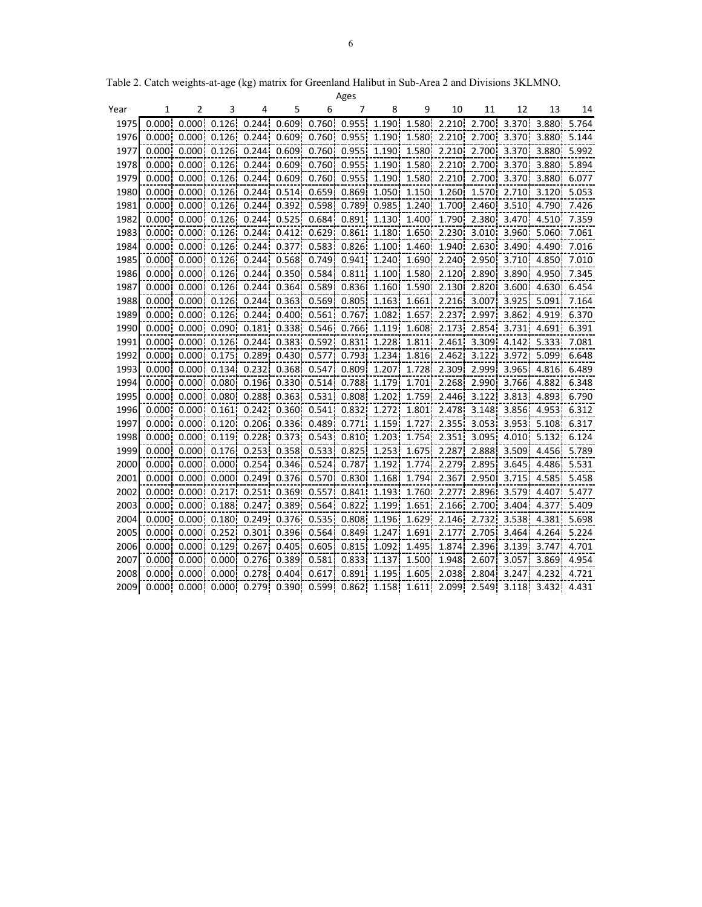Table 2. Catch weights-at-age (kg) matrix for Greenland Halibut in Sub-Area 2 and Divisions 3KLMNO.

| | Ages | | | | | | | | | | | | | |
|---|---|---|---|---|---|---|---|---|---|---|---|---|---|---|
| Year | 1 | 2 | 3 | 4 | 5 | 6 | 7 | 8 | 9 | 10 | 11 | 12 | 13 | 14 |
| 1975 | 0.000 | 0.000 | 0.126 | 0.244 | 0.609 | 0.760 | 0.955 | 1.190 | 1.580 | 2.210 | 2.700 | 3.370 | 3.880 | 5.764 |
| 1976 | 0.000 | 0.000 | 0.126 | 0.244 | 0.609 | 0.760 | 0.955 | 1.190 | 1.580 | 2.210 | 2.700 | 3.370 | 3.880 | 5.144 |
| 1977 | 0.000 | 0.000 | 0.126 | 0.244 | 0.609 | 0.760 | 0.955 | 1.190 | 1.580 | 2.210 | 2.700 | 3.370 | 3.880 | 5.992 |
| 1978 | 0.000 | 0.000 | 0.126 | 0.244 | 0.609 | 0.760 | 0.955 | 1.190 | 1.580 | 2.210 | 2.700 | 3.370 | 3.880 | 5.894 |
| 1979 | 0.000 | 0.000 | 0.126 | 0.244 | 0.609 | 0.760 | 0.955 | 1.190 | 1.580 | 2.210 | 2.700 | 3.370 | 3.880 | 6.077 |
| 1980 | 0.000 | 0.000 | 0.126 | 0.244 | 0.514 | 0.659 | 0.869 | 1.050 | 1.150 | 1.260 | 1.570 | 2.710 | 3.120 | 5.053 |
| 1981 | 0.000 | 0.000 | 0.126 | 0.244 | 0.392 | 0.598 | 0.789 | 0.985 | 1.240 | 1.700 | 2.460 | 3.510 | 4.790 | 7.426 |
| 1982 | 0.000 | 0.000 | 0.126 | 0.244 | 0.525 | 0.684 | 0.891 | 1.130 | 1.400 | 1.790 | 2.380 | 3.470 | 4.510 | 7.359 |
| 1983 | 0.000 | 0.000 | 0.126 | 0.244 | 0.412 | 0.629 | 0.861 | 1.180 | 1.650 | 2.230 | 3.010 | 3.960 | 5.060 | 7.061 |
| 1984 | 0.000 | 0.000 | 0.126 | 0.244 | 0.377 | 0.583 | 0.826 | 1.100 | 1.460 | 1.940 | 2.630 | 3.490 | 4.490 | 7.016 |
| 1985 | 0.000 | 0.000 | 0.126 | 0.244 | 0.568 | 0.749 | 0.941 | 1.240 | 1.690 | 2.240 | 2.950 | 3.710 | 4.850 | 7.010 |
| 1986 | 0.000 | 0.000 | 0.126 | 0.244 | 0.350 | 0.584 | 0.811 | 1.100 | 1.580 | 2.120 | 2.890 | 3.890 | 4.950 | 7.345 |
| 1987 | 0.000 | 0.000 | 0.126 | 0.244 | 0.364 | 0.589 | 0.836 | 1.160 | 1.590 | 2.130 | 2.820 | 3.600 | 4.630 | 6.454 |
| 1988 | 0.000 | 0.000 | 0.126 | 0.244 | 0.363 | 0.569 | 0.805 | 1.163 | 1.661 | 2.216 | 3.007 | 3.925 | 5.091 | 7.164 |
| 1989 | 0.000 | 0.000 | 0.126 | 0.244 | 0.400 | 0.561 | 0.767 | 1.082 | 1.657 | 2.237 | 2.997 | 3.862 | 4.919 | 6.370 |
| 1990 | 0.000 | 0.000 | 0.090 | 0.181 | 0.338 | 0.546 | 0.766 | 1.119 | 1.608 | 2.173 | 2.854 | 3.731 | 4.691 | 6.391 |
| 1991 | 0.000 | 0.000 | 0.126 | 0.244 | 0.383 | 0.592 | 0.831 | 1.228 | 1.811 | 2.461 | 3.309 | 4.142 | 5.333 | 7.081 |
| 1992 | 0.000 | 0.000 | 0.175 | 0.289 | 0.430 | 0.577 | 0.793 | 1.234 | 1.816 | 2.462 | 3.122 | 3.972 | 5.099 | 6.648 |
| 1993 | 0.000 | 0.000 | 0.134 | 0.232 | 0.368 | 0.547 | 0.809 | 1.207 | 1.728 | 2.309 | 2.999 | 3.965 | 4.816 | 6.489 |
| 1994 | 0.000 | 0.000 | 0.080 | 0.196 | 0.330 | 0.514 | 0.788 | 1.179 | 1.701 | 2.268 | 2.990 | 3.766 | 4.882 | 6.348 |
| 1995 | 0.000 | 0.000 | 0.080 | 0.288 | 0.363 | 0.531 | 0.808 | 1.202 | 1.759 | 2.446 | 3.122 | 3.813 | 4.893 | 6.790 |
| 1996 | 0.000 | 0.000 | 0.161 | 0.242 | 0.360 | 0.541 | 0.832 | 1.272 | 1.801 | 2.478 | 3.148 | 3.856 | 4.953 | 6.312 |
| 1997 | 0.000 | 0.000 | 0.120 | 0.206 | 0.336 | 0.489 | 0.771 | 1.159 | 1.727 | 2.355 | 3.053 | 3.953 | 5.108 | 6.317 |
| 1998 | 0.000 | 0.000 | 0.119 | 0.228 | 0.373 | 0.543 | 0.810 | 1.203 | 1.754 | 2.351 | 3.095 | 4.010 | 5.132 | 6.124 |
| 1999 | 0.000 | 0.000 | 0.176 | 0.253 | 0.358 | 0.533 | 0.825 | 1.253 | 1.675 | 2.287 | 2.888 | 3.509 | 4.456 | 5.789 |
| 2000 | 0.000 | 0.000 | 0.000 | 0.254 | 0.346 | 0.524 | 0.787 | 1.192 | 1.774 | 2.279 | 2.895 | 3.645 | 4.486 | 5.531 |
| 2001 | 0.000 | 0.000 | 0.000 | 0.249 | 0.376 | 0.570 | 0.830 | 1.168 | 1.794 | 2.367 | 2.950 | 3.715 | 4.585 | 5.458 |
| 2002 | 0.000 | 0.000 | 0.217 | 0.251 | 0.369 | 0.557 | 0.841 | 1.193 | 1.760 | 2.277 | 2.896 | 3.579 | 4.407 | 5.477 |
| 2003 | 0.000 | 0.000 | 0.188 | 0.247 | 0.389 | 0.564 | 0.822 | 1.199 | 1.651 | 2.166 | 2.700 | 3.404 | 4.377 | 5.409 |
| 2004 | 0.000 | 0.000 | 0.180 | 0.249 | 0.376 | 0.535 | 0.808 | 1.196 | 1.629 | 2.146 | 2.732 | 3.538 | 4.381 | 5.698 |
| 2005 | 0.000 | 0.000 | 0.252 | 0.301 | 0.396 | 0.564 | 0.849 | 1.247 | 1.691 | 2.177 | 2.705 | 3.464 | 4.264 | 5.224 |
| 2006 | 0.000 | 0.000 | 0.129 | 0.267 | 0.405 | 0.605 | 0.815 | 1.092 | 1.495 | 1.874 | 2.396 | 3.139 | 3.747 | 4.701 |
| 2007 | 0.000 | 0.000 | 0.000 | 0.276 | 0.389 | 0.581 | 0.833 | 1.137 | 1.500 | 1.948 | 2.607 | 3.057 | 3.869 | 4.954 |
| 2008 | 0.000 | 0.000 | 0.000 | 0.278 | 0.404 | 0.617 | 0.891 | 1.195 | 1.605 | 2.038 | 2.804 | 3.247 | 4.232 | 4.721 |
| 2009 | 0.000 | 0.000 | 0.000 | 0.279 | 0.390 | 0.599 | 0.862 | 1.158 | 1.611 | 2.099 | 2.549 | 3.118 | 3.432 | 4.431 |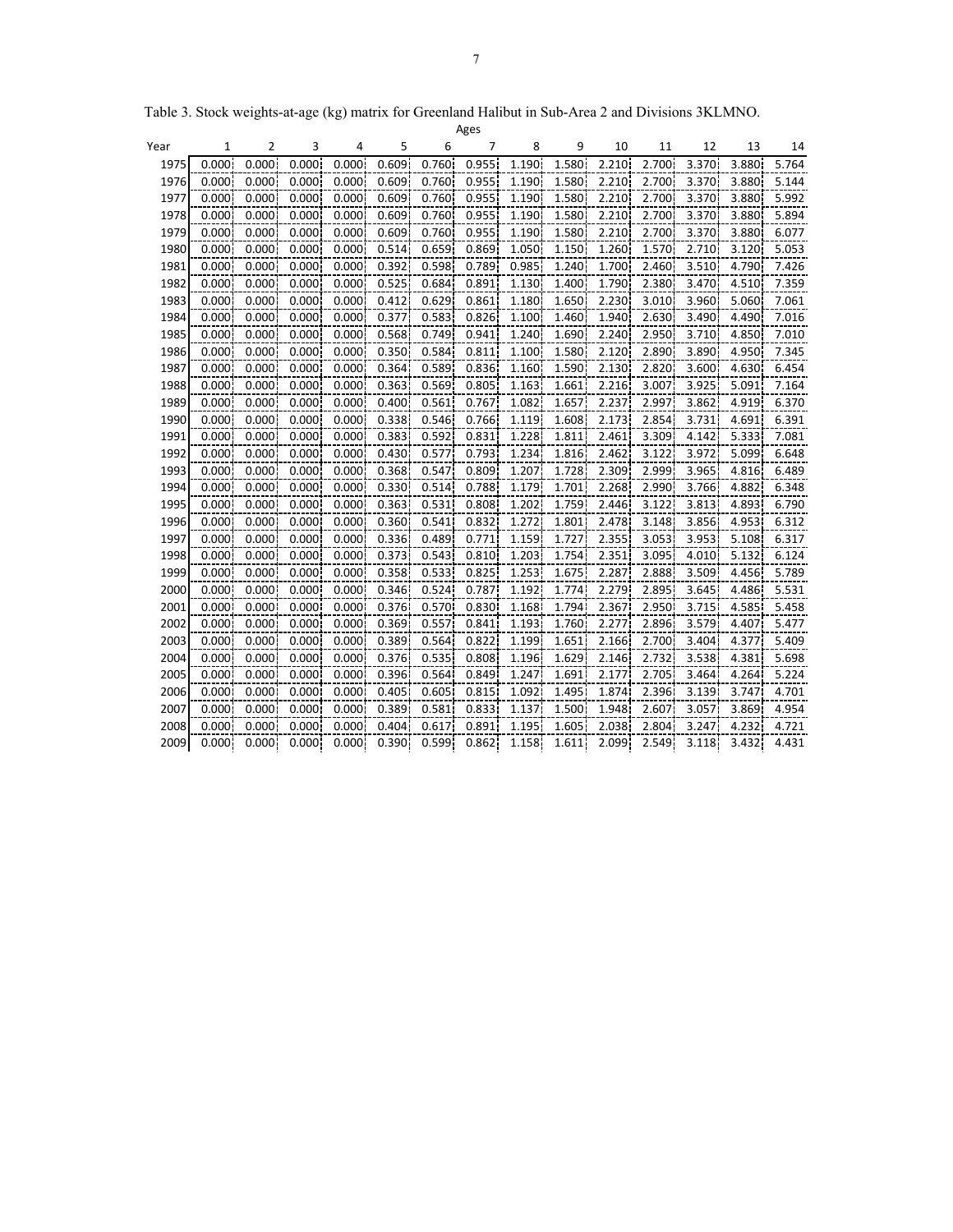Table 3. Stock weights-at-age (kg) matrix for Greenland Halibut in Sub-Area 2 and Divisions 3KLMNO.

| | Ages | | | | | | | | | | | | | |
|---|---|---|---|---|---|---|---|---|---|---|---|---|---|---|
| Year | 1 | 2 | 3 | 4 | 5 | 6 | 7 | 8 | 9 | 10 | 11 | 12 | 13 | 14 |
| 1975 | 0.000 | 0.000 | 0.000 | 0.000 | 0.609 | 0.760 | 0.955 | 1.190 | 1.580 | 2.210 | 2.700 | 3.370 | 3.880 | 5.764 |
| 1976 | 0.000 | 0.000 | 0.000 | 0.000 | 0.609 | 0.760 | 0.955 | 1.190 | 1.580 | 2.210 | 2.700 | 3.370 | 3.880 | 5.144 |
| 1977 | 0.000 | 0.000 | 0.000 | 0.000 | 0.609 | 0.760 | 0.955 | 1.190 | 1.580 | 2.210 | 2.700 | 3.370 | 3.880 | 5.992 |
| 1978 | 0.000 | 0.000 | 0.000 | 0.000 | 0.609 | 0.760 | 0.955 | 1.190 | 1.580 | 2.210 | 2.700 | 3.370 | 3.880 | 5.894 |
| 1979 | 0.000 | 0.000 | 0.000 | 0.000 | 0.609 | 0.760 | 0.955 | 1.190 | 1.580 | 2.210 | 2.700 | 3.370 | 3.880 | 6.077 |
| 1980 | 0.000 | 0.000 | 0.000 | 0.000 | 0.514 | 0.659 | 0.869 | 1.050 | 1.150 | 1.260 | 1.570 | 2.710 | 3.120 | 5.053 |
| 1981 | 0.000 | 0.000 | 0.000 | 0.000 | 0.392 | 0.598 | 0.789 | 0.985 | 1.240 | 1.700 | 2.460 | 3.510 | 4.790 | 7.426 |
| 1982 | 0.000 | 0.000 | 0.000 | 0.000 | 0.525 | 0.684 | 0.891 | 1.130 | 1.400 | 1.790 | 2.380 | 3.470 | 4.510 | 7.359 |
| 1983 | 0.000 | 0.000 | 0.000 | 0.000 | 0.412 | 0.629 | 0.861 | 1.180 | 1.650 | 2.230 | 3.010 | 3.960 | 5.060 | 7.061 |
| 1984 | 0.000 | 0.000 | 0.000 | 0.000 | 0.377 | 0.583 | 0.826 | 1.100 | 1.460 | 1.940 | 2.630 | 3.490 | 4.490 | 7.016 |
| 1985 | 0.000 | 0.000 | 0.000 | 0.000 | 0.568 | 0.749 | 0.941 | 1.240 | 1.690 | 2.240 | 2.950 | 3.710 | 4.850 | 7.010 |
| 1986 | 0.000 | 0.000 | 0.000 | 0.000 | 0.350 | 0.584 | 0.811 | 1.100 | 1.580 | 2.120 | 2.890 | 3.890 | 4.950 | 7.345 |
| 1987 | 0.000 | 0.000 | 0.000 | 0.000 | 0.364 | 0.589 | 0.836 | 1.160 | 1.590 | 2.130 | 2.820 | 3.600 | 4.630 | 6.454 |
| 1988 | 0.000 | 0.000 | 0.000 | 0.000 | 0.363 | 0.569 | 0.805 | 1.163 | 1.661 | 2.216 | 3.007 | 3.925 | 5.091 | 7.164 |
| 1989 | 0.000 | 0.000 | 0.000 | 0.000 | 0.400 | 0.561 | 0.767 | 1.082 | 1.657 | 2.237 | 2.997 | 3.862 | 4.919 | 6.370 |
| 1990 | 0.000 | 0.000 | 0.000 | 0.000 | 0.338 | 0.546 | 0.766 | 1.119 | 1.608 | 2.173 | 2.854 | 3.731 | 4.691 | 6.391 |
| 1991 | 0.000 | 0.000 | 0.000 | 0.000 | 0.383 | 0.592 | 0.831 | 1.228 | 1.811 | 2.461 | 3.309 | 4.142 | 5.333 | 7.081 |
| 1992 | 0.000 | 0.000 | 0.000 | 0.000 | 0.430 | 0.577 | 0.793 | 1.234 | 1.816 | 2.462 | 3.122 | 3.972 | 5.099 | 6.648 |
| 1993 | 0.000 | 0.000 | 0.000 | 0.000 | 0.368 | 0.547 | 0.809 | 1.207 | 1.728 | 2.309 | 2.999 | 3.965 | 4.816 | 6.489 |
| 1994 | 0.000 | 0.000 | 0.000 | 0.000 | 0.330 | 0.514 | 0.788 | 1.179 | 1.701 | 2.268 | 2.990 | 3.766 | 4.882 | 6.348 |
| 1995 | 0.000 | 0.000 | 0.000 | 0.000 | 0.363 | 0.531 | 0.808 | 1.202 | 1.759 | 2.446 | 3.122 | 3.813 | 4.893 | 6.790 |
| 1996 | 0.000 | 0.000 | 0.000 | 0.000 | 0.360 | 0.541 | 0.832 | 1.272 | 1.801 | 2.478 | 3.148 | 3.856 | 4.953 | 6.312 |
| 1997 | 0.000 | 0.000 | 0.000 | 0.000 | 0.336 | 0.489 | 0.771 | 1.159 | 1.727 | 2.355 | 3.053 | 3.953 | 5.108 | 6.317 |
| 1998 | 0.000 | 0.000 | 0.000 | 0.000 | 0.373 | 0.543 | 0.810 | 1.203 | 1.754 | 2.351 | 3.095 | 4.010 | 5.132 | 6.124 |
| 1999 | 0.000 | 0.000 | 0.000 | 0.000 | 0.358 | 0.533 | 0.825 | 1.253 | 1.675 | 2.287 | 2.888 | 3.509 | 4.456 | 5.789 |
| 2000 | 0.000 | 0.000 | 0.000 | 0.000 | 0.346 | 0.524 | 0.787 | 1.192 | 1.774 | 2.279 | 2.895 | 3.645 | 4.486 | 5.531 |
| 2001 | 0.000 | 0.000 | 0.000 | 0.000 | 0.376 | 0.570 | 0.830 | 1.168 | 1.794 | 2.367 | 2.950 | 3.715 | 4.585 | 5.458 |
| 2002 | 0.000 | 0.000 | 0.000 | 0.000 | 0.369 | 0.557 | 0.841 | 1.193 | 1.760 | 2.277 | 2.896 | 3.579 | 4.407 | 5.477 |
| 2003 | 0.000 | 0.000 | 0.000 | 0.000 | 0.389 | 0.564 | 0.822 | 1.199 | 1.651 | 2.166 | 2.700 | 3.404 | 4.377 | 5.409 |
| 2004 | 0.000 | 0.000 | 0.000 | 0.000 | 0.376 | 0.535 | 0.808 | 1.196 | 1.629 | 2.146 | 2.732 | 3.538 | 4.381 | 5.698 |
| 2005 | 0.000 | 0.000 | 0.000 | 0.000 | 0.396 | 0.564 | 0.849 | 1.247 | 1.691 | 2.177 | 2.705 | 3.464 | 4.264 | 5.224 |
| 2006 | 0.000 | 0.000 | 0.000 | 0.000 | 0.405 | 0.605 | 0.815 | 1.092 | 1.495 | 1.874 | 2.396 | 3.139 | 3.747 | 4.701 |
| 2007 | 0.000 | 0.000 | 0.000 | 0.000 | 0.389 | 0.581 | 0.833 | 1.137 | 1.500 | 1.948 | 2.607 | 3.057 | 3.869 | 4.954 |
| 2008 | 0.000 | 0.000 | 0.000 | 0.000 | 0.404 | 0.617 | 0.891 | 1.195 | 1.605 | 2.038 | 2.804 | 3.247 | 4.232 | 4.721 |
| 2009 | 0.000 | 0.000 | 0.000 | 0.000 | 0.390 | 0.599 | 0.862 | 1.158 | 1.611 | 2.099 | 2.549 | 3.118 | 3.432 | 4.431 |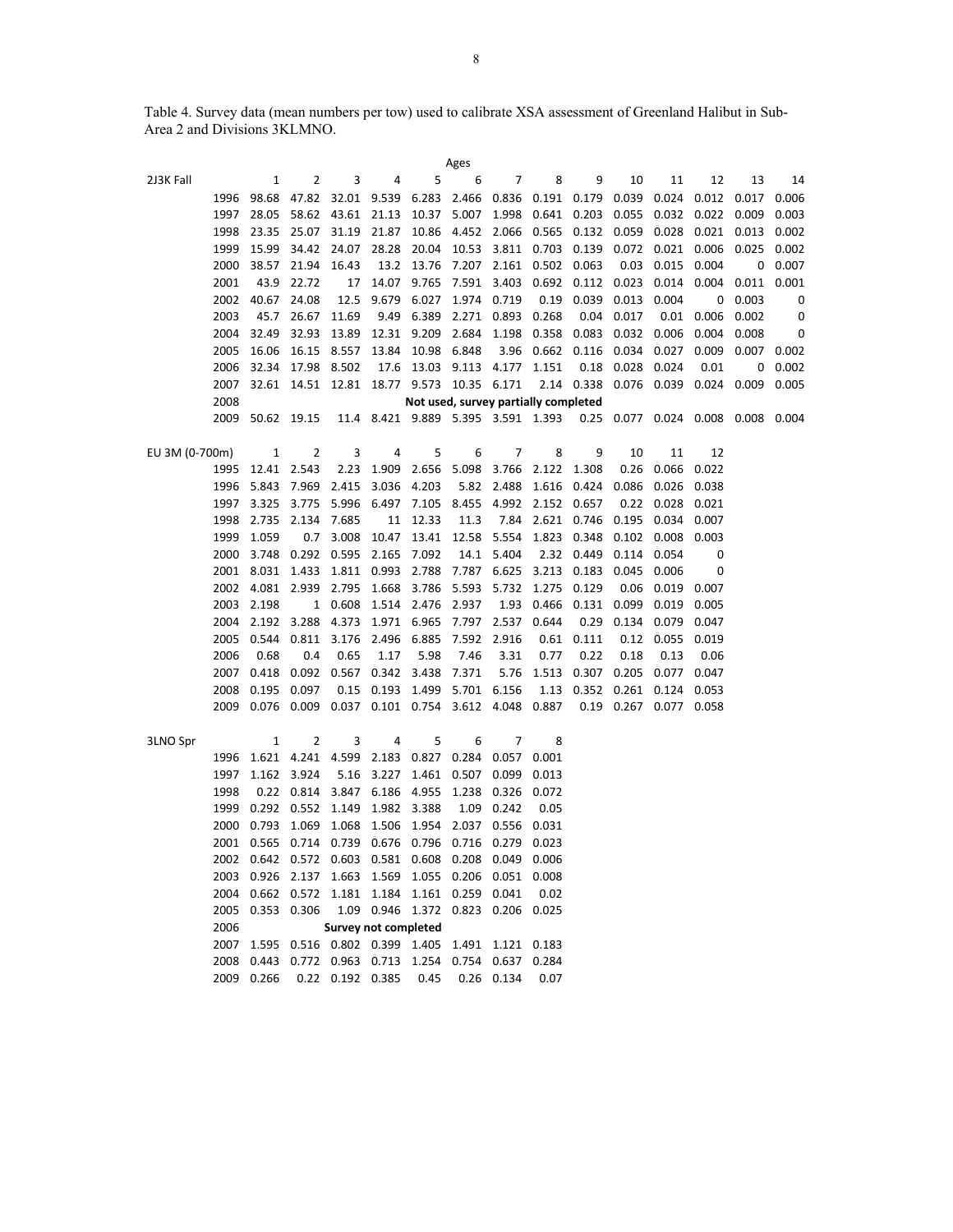Table 4. Survey data (mean numbers per tow) used to calibrate XSA assessment of Greenland Halibut in Sub-Area 2 and Divisions 3KLMNO.

| 2J3K Fall | Ages 1 | 2 | 3 | 4 | 5 | 6 | 7 | 8 | 9 | 10 | 11 | 12 | 13 | 14 |
|---|---|---|---|---|---|---|---|---|---|---|---|---|---|---|
| 1996 | 98.68 | 47.82 | 32.01 | 9.539 | 6.283 | 2.466 | 0.836 | 0.191 | 0.179 | 0.039 | 0.024 | 0.012 | 0.017 | 0.006 |
| 1997 | 28.05 | 58.62 | 43.61 | 21.13 | 10.37 | 5.007 | 1.998 | 0.641 | 0.203 | 0.055 | 0.032 | 0.022 | 0.009 | 0.003 |
| 1998 | 23.35 | 25.07 | 31.19 | 21.87 | 10.86 | 4.452 | 2.066 | 0.565 | 0.132 | 0.059 | 0.028 | 0.021 | 0.013 | 0.002 |
| 1999 | 15.99 | 34.42 | 24.07 | 28.28 | 20.04 | 10.53 | 3.811 | 0.703 | 0.139 | 0.072 | 0.021 | 0.006 | 0.025 | 0.002 |
| 2000 | 38.57 | 21.94 | 16.43 | 13.2 | 13.76 | 7.207 | 2.161 | 0.502 | 0.063 | 0.03 | 0.015 | 0.004 | 0 | 0.007 |
| 2001 | 43.9 | 22.72 | 17 | 14.07 | 9.765 | 7.591 | 3.403 | 0.692 | 0.112 | 0.023 | 0.014 | 0.004 | 0.011 | 0.001 |
| 2002 | 40.67 | 24.08 | 12.5 | 9.679 | 6.027 | 1.974 | 0.719 | 0.19 | 0.039 | 0.013 | 0.004 | 0 | 0.003 | 0 |
| 2003 | 45.7 | 26.67 | 11.69 | 9.49 | 6.389 | 2.271 | 0.893 | 0.268 | 0.04 | 0.017 | 0.01 | 0.006 | 0.002 | 0 |
| 2004 | 32.49 | 32.93 | 13.89 | 12.31 | 9.209 | 2.684 | 1.198 | 0.358 | 0.083 | 0.032 | 0.006 | 0.004 | 0.008 | 0 |
| 2005 | 16.06 | 16.15 | 8.557 | 13.84 | 10.98 | 6.848 | 3.96 | 0.662 | 0.116 | 0.034 | 0.027 | 0.009 | 0.007 | 0.002 |
| 2006 | 32.34 | 17.98 | 8.502 | 17.6 | 13.03 | 9.113 | 4.177 | 1.151 | 0.18 | 0.028 | 0.024 | 0.01 | 0 | 0.002 |
| 2007 | 32.61 | 14.51 | 12.81 | 18.77 | 9.573 | 10.35 | 6.171 | 2.14 | 0.338 | 0.076 | 0.039 | 0.024 | 0.009 | 0.005 |
| 2008 | **Not used, survey partially completed** | | | | | | | | | | | | | |
| 2009 | 50.62 | 19.15 | 11.4 | 8.421 | 9.889 | 5.395 | 3.591 | 1.393 | 0.25 | 0.077 | 0.024 | 0.008 | 0.008 | 0.004 |

| EU 3M (0-700m) | 1 | 2 | 3 | 4 | 5 | 6 | 7 | 8 | 9 | 10 | 11 | 12 |
|---|---|---|---|---|---|---|---|---|---|---|---|---|
| 1995 | 12.41 | 2.543 | 2.23 | 1.909 | 2.656 | 5.098 | 3.766 | 2.122 | 1.308 | 0.26 | 0.066 | 0.022 |
| 1996 | 5.843 | 7.969 | 2.415 | 3.036 | 4.203 | 5.82 | 2.488 | 1.616 | 0.424 | 0.086 | 0.026 | 0.038 |
| 1997 | 3.325 | 3.775 | 5.996 | 6.497 | 7.105 | 8.455 | 4.992 | 2.152 | 0.657 | 0.22 | 0.028 | 0.021 |
| 1998 | 2.735 | 2.134 | 7.685 | 11 | 12.33 | 11.3 | 7.84 | 2.621 | 0.746 | 0.195 | 0.034 | 0.007 |
| 1999 | 1.059 | 0.7 | 3.008 | 10.47 | 13.41 | 12.58 | 5.554 | 1.823 | 0.348 | 0.102 | 0.008 | 0.003 |
| 2000 | 3.748 | 0.292 | 0.595 | 2.165 | 7.092 | 14.1 | 5.404 | 2.32 | 0.449 | 0.114 | 0.054 | 0 |
| 2001 | 8.031 | 1.433 | 1.811 | 0.993 | 2.788 | 7.787 | 6.625 | 3.213 | 0.183 | 0.045 | 0.006 | 0 |
| 2002 | 4.081 | 2.939 | 2.795 | 1.668 | 3.786 | 5.593 | 5.732 | 1.275 | 0.129 | 0.06 | 0.019 | 0.007 |
| 2003 | 2.198 | 1 | 0.608 | 1.514 | 2.476 | 2.937 | 1.93 | 0.466 | 0.131 | 0.099 | 0.019 | 0.005 |
| 2004 | 2.192 | 3.288 | 4.373 | 1.971 | 6.965 | 7.797 | 2.537 | 0.644 | 0.29 | 0.134 | 0.079 | 0.047 |
| 2005 | 0.544 | 0.811 | 3.176 | 2.496 | 6.885 | 7.592 | 2.916 | 0.61 | 0.111 | 0.12 | 0.055 | 0.019 |
| 2006 | 0.68 | 0.4 | 0.65 | 1.17 | 5.98 | 7.46 | 3.31 | 0.77 | 0.22 | 0.18 | 0.13 | 0.06 |
| 2007 | 0.418 | 0.092 | 0.567 | 0.342 | 3.438 | 7.371 | 5.76 | 1.513 | 0.307 | 0.205 | 0.077 | 0.047 |
| 2008 | 0.195 | 0.097 | 0.15 | 0.193 | 1.499 | 5.701 | 6.156 | 1.13 | 0.352 | 0.261 | 0.124 | 0.053 |
| 2009 | 0.076 | 0.009 | 0.037 | 0.101 | 0.754 | 3.612 | 4.048 | 0.887 | 0.19 | 0.267 | 0.077 | 0.058 |

| 3LNO Spr | 1 | 2 | 3 | 4 | 5 | 6 | 7 | 8 |
|---|---|---|---|---|---|---|---|---|
| 1996 | 1.621 | 4.241 | 4.599 | 2.183 | 0.827 | 0.284 | 0.057 | 0.001 |
| 1997 | 1.162 | 3.924 | 5.16 | 3.227 | 1.461 | 0.507 | 0.099 | 0.013 |
| 1998 | 0.22 | 0.814 | 3.847 | 6.186 | 4.955 | 1.238 | 0.326 | 0.072 |
| 1999 | 0.292 | 0.552 | 1.149 | 1.982 | 3.388 | 1.09 | 0.242 | 0.05 |
| 2000 | 0.793 | 1.069 | 1.068 | 1.506 | 1.954 | 2.037 | 0.556 | 0.031 |
| 2001 | 0.565 | 0.714 | 0.739 | 0.676 | 0.796 | 0.716 | 0.279 | 0.023 |
| 2002 | 0.642 | 0.572 | 0.603 | 0.581 | 0.608 | 0.208 | 0.049 | 0.006 |
| 2003 | 0.926 | 2.137 | 1.663 | 1.569 | 1.055 | 0.206 | 0.051 | 0.008 |
| 2004 | 0.662 | 0.572 | 1.181 | 1.184 | 1.161 | 0.259 | 0.041 | 0.02 |
| 2005 | 0.353 | 0.306 | 1.09 | 0.946 | 1.372 | 0.823 | 0.206 | 0.025 |
| 2006 | **Survey not completed** | | | | | | | |
| 2007 | 1.595 | 0.516 | 0.802 | 0.399 | 1.405 | 1.491 | 1.121 | 0.183 |
| 2008 | 0.443 | 0.772 | 0.963 | 0.713 | 1.254 | 0.754 | 0.637 | 0.284 |
| 2009 | 0.266 | 0.22 | 0.192 | 0.385 | 0.45 | 0.26 | 0.134 | 0.07 |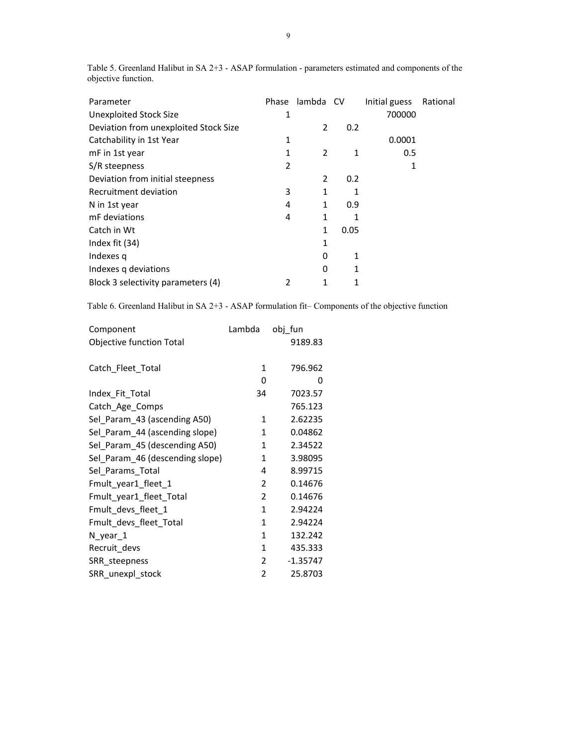Table 5. Greenland Halibut in SA 2+3 - ASAP formulation - parameters estimated and components of the objective function.

| Parameter | Phase | lambda | CV | Initial guess | Rational |
|---|---|---|---|---|---|
| Unexploited Stock Size | 1 | | | 700000 | |
| Deviation from unexploited Stock Size | | 2 | 0.2 | | |
| Catchability in 1st Year | 1 | | | 0.0001 | |
| mF in 1st year | 1 | 2 | 1 | 0.5 | |
| S/R steepness | 2 | | | 1 | |
| Deviation from initial steepness | | 2 | 0.2 | | |
| Recruitment deviation | 3 | 1 | 1 | | |
| N in 1st year | 4 | 1 | 0.9 | | |
| mF deviations | 4 | 1 | 1 | | |
| Catch in Wt | | 1 | 0.05 | | |
| Index fit (34) | | 1 | | | |
| Indexes q | | 0 | 1 | | |
| Indexes q deviations | | 0 | 1 | | |
| Block 3 selectivity parameters (4) | 2 | 1 | 1 | | |

Table 6. Greenland Halibut in SA 2+3 - ASAP formulation fit– Components of the objective function

| Component | Lambda | obj_fun |
|---|---|---|
| Objective function Total | | 9189.83 |
| | | |
| Catch_Fleet_Total | 1 | 796.962 |
| | 0 | 0 |
| Index_Fit_Total | 34 | 7023.57 |
| Catch_Age_Comps | | 765.123 |
| Sel_Param_43 (ascending A50) | 1 | 2.62235 |
| Sel_Param_44 (ascending slope) | 1 | 0.04862 |
| Sel_Param_45 (descending A50) | 1 | 2.34522 |
| Sel_Param_46 (descending slope) | 1 | 3.98095 |
| Sel_Params_Total | 4 | 8.99715 |
| Fmult_year1_fleet_1 | 2 | 0.14676 |
| Fmult_year1_fleet_Total | 2 | 0.14676 |
| Fmult_devs_fleet_1 | 1 | 2.94224 |
| Fmult_devs_fleet_Total | 1 | 2.94224 |
| N_year_1 | 1 | 132.242 |
| Recruit_devs | 1 | 435.333 |
| SRR_steepness | 2 | -1.35747 |
| SRR_unexpl_stock | 2 | 25.8703 |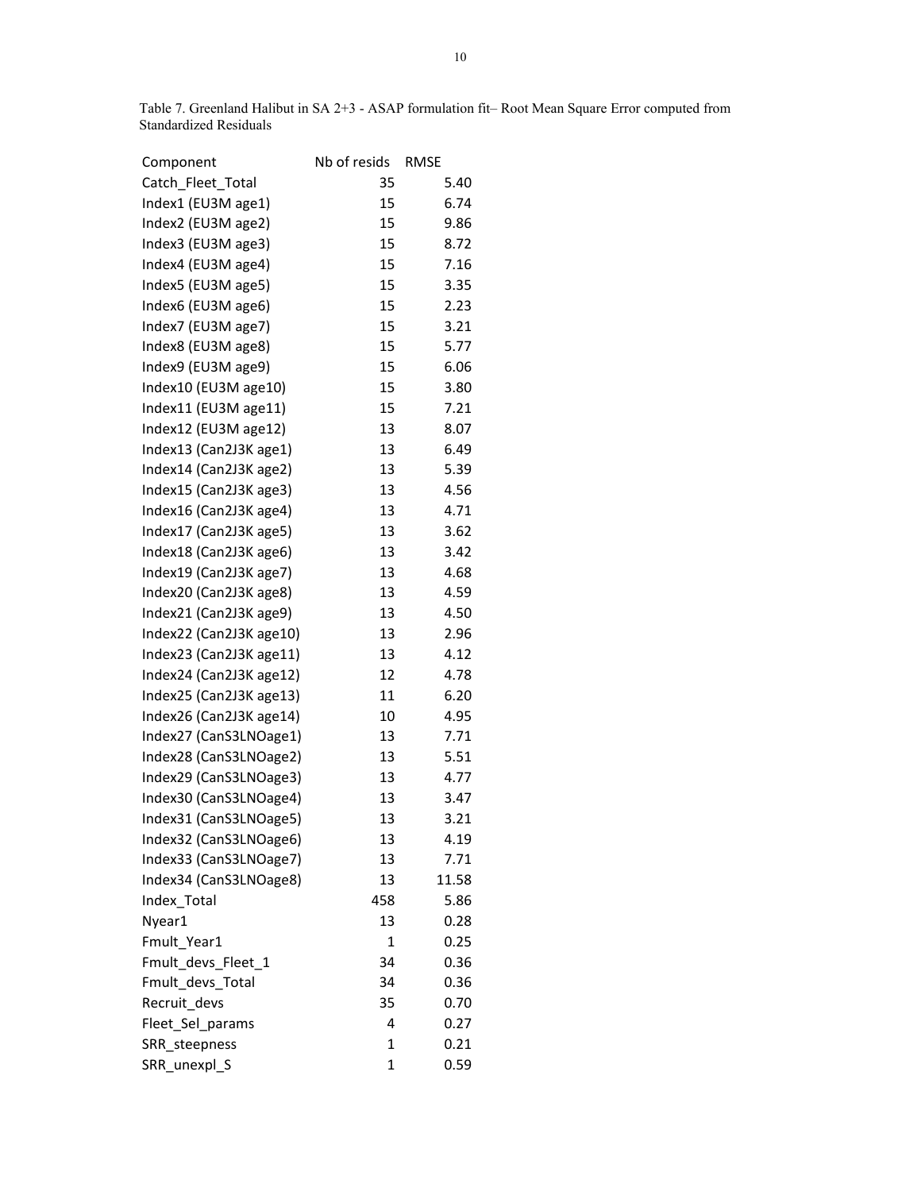Table 7. Greenland Halibut in SA 2+3 - ASAP formulation fit– Root Mean Square Error computed from Standardized Residuals

| Component | Nb of resids | RMSE |
|---|---|---|
| Catch_Fleet_Total | 35 | 5.40 |
| Index1 (EU3M age1) | 15 | 6.74 |
| Index2 (EU3M age2) | 15 | 9.86 |
| Index3 (EU3M age3) | 15 | 8.72 |
| Index4 (EU3M age4) | 15 | 7.16 |
| Index5 (EU3M age5) | 15 | 3.35 |
| Index6 (EU3M age6) | 15 | 2.23 |
| Index7 (EU3M age7) | 15 | 3.21 |
| Index8 (EU3M age8) | 15 | 5.77 |
| Index9 (EU3M age9) | 15 | 6.06 |
| Index10 (EU3M age10) | 15 | 3.80 |
| Index11 (EU3M age11) | 15 | 7.21 |
| Index12 (EU3M age12) | 13 | 8.07 |
| Index13 (Can2J3K age1) | 13 | 6.49 |
| Index14 (Can2J3K age2) | 13 | 5.39 |
| Index15 (Can2J3K age3) | 13 | 4.56 |
| Index16 (Can2J3K age4) | 13 | 4.71 |
| Index17 (Can2J3K age5) | 13 | 3.62 |
| Index18 (Can2J3K age6) | 13 | 3.42 |
| Index19 (Can2J3K age7) | 13 | 4.68 |
| Index20 (Can2J3K age8) | 13 | 4.59 |
| Index21 (Can2J3K age9) | 13 | 4.50 |
| Index22 (Can2J3K age10) | 13 | 2.96 |
| Index23 (Can2J3K age11) | 13 | 4.12 |
| Index24 (Can2J3K age12) | 12 | 4.78 |
| Index25 (Can2J3K age13) | 11 | 6.20 |
| Index26 (Can2J3K age14) | 10 | 4.95 |
| Index27 (CanS3LNOage1) | 13 | 7.71 |
| Index28 (CanS3LNOage2) | 13 | 5.51 |
| Index29 (CanS3LNOage3) | 13 | 4.77 |
| Index30 (CanS3LNOage4) | 13 | 3.47 |
| Index31 (CanS3LNOage5) | 13 | 3.21 |
| Index32 (CanS3LNOage6) | 13 | 4.19 |
| Index33 (CanS3LNOage7) | 13 | 7.71 |
| Index34 (CanS3LNOage8) | 13 | 11.58 |
| Index_Total | 458 | 5.86 |
| Nyear1 | 13 | 0.28 |
| Fmult_Year1 | 1 | 0.25 |
| Fmult_devs_Fleet_1 | 34 | 0.36 |
| Fmult_devs_Total | 34 | 0.36 |
| Recruit_devs | 35 | 0.70 |
| Fleet_Sel_params | 4 | 0.27 |
| SRR_steepness | 1 | 0.21 |
| SRR_unexpl_S | 1 | 0.59 |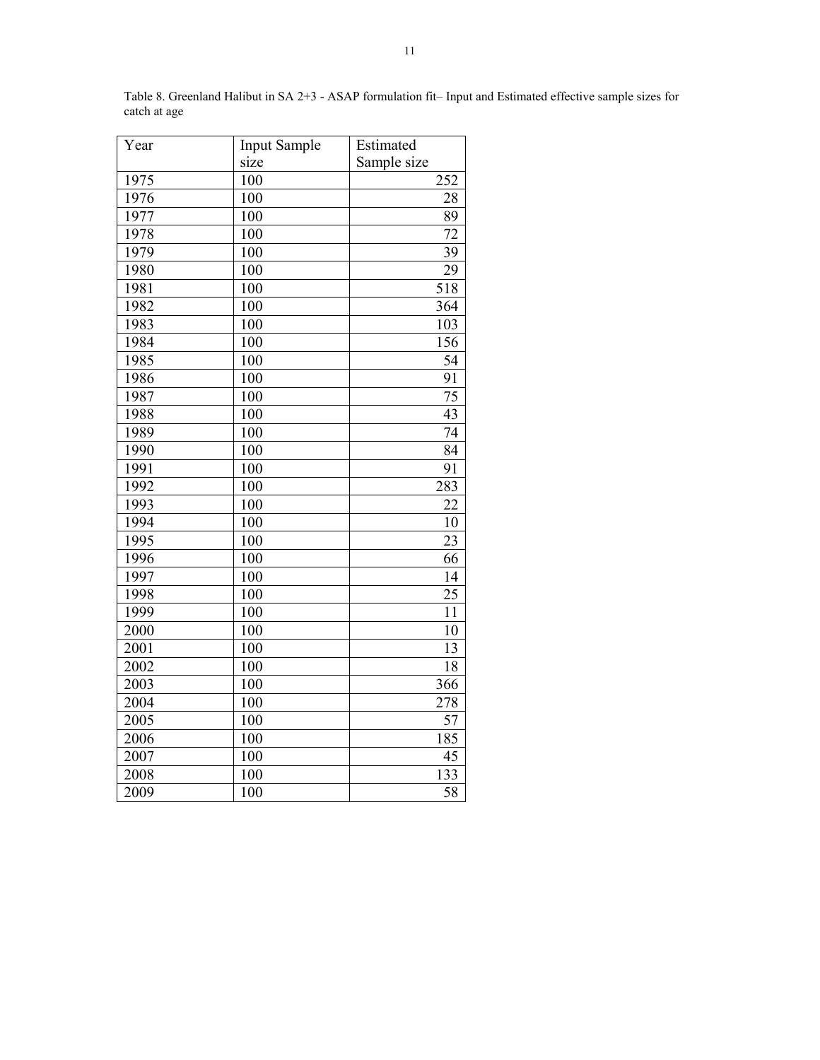Table 8. Greenland Halibut in SA 2+3 - ASAP formulation fit– Input and Estimated effective sample sizes for catch at age

| Year | Input Sample size | Estimated Sample size |
|---|---|---|
| 1975 | 100 | 252 |
| 1976 | 100 | 28 |
| 1977 | 100 | 89 |
| 1978 | 100 | 72 |
| 1979 | 100 | 39 |
| 1980 | 100 | 29 |
| 1981 | 100 | 518 |
| 1982 | 100 | 364 |
| 1983 | 100 | 103 |
| 1984 | 100 | 156 |
| 1985 | 100 | 54 |
| 1986 | 100 | 91 |
| 1987 | 100 | 75 |
| 1988 | 100 | 43 |
| 1989 | 100 | 74 |
| 1990 | 100 | 84 |
| 1991 | 100 | 91 |
| 1992 | 100 | 283 |
| 1993 | 100 | 22 |
| 1994 | 100 | 10 |
| 1995 | 100 | 23 |
| 1996 | 100 | 66 |
| 1997 | 100 | 14 |
| 1998 | 100 | 25 |
| 1999 | 100 | 11 |
| 2000 | 100 | 10 |
| 2001 | 100 | 13 |
| 2002 | 100 | 18 |
| 2003 | 100 | 366 |
| 2004 | 100 | 278 |
| 2005 | 100 | 57 |
| 2006 | 100 | 185 |
| 2007 | 100 | 45 |
| 2008 | 100 | 133 |
| 2009 | 100 | 58 |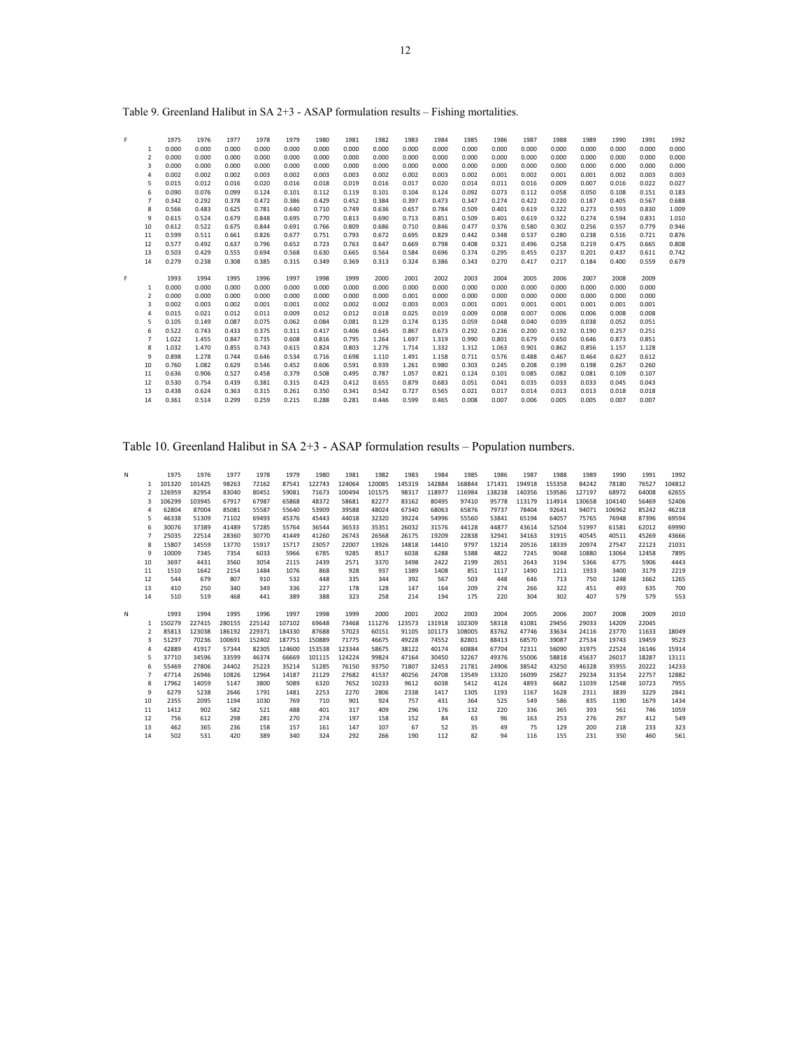Table 9. Greenland Halibut in SA 2+3 - ASAP formulation results – Fishing mortalities.

| F | 1975 | 1976 | 1977 | 1978 | 1979 | 1980 | 1981 | 1982 | 1983 | 1984 | 1985 | 1986 | 1987 | 1988 | 1989 | 1990 | 1991 | 1992 |
|---|---|---|---|---|---|---|---|---|---|---|---|---|---|---|---|---|---|---|
| 1 | 0.000 | 0.000 | 0.000 | 0.000 | 0.000 | 0.000 | 0.000 | 0.000 | 0.000 | 0.000 | 0.000 | 0.000 | 0.000 | 0.000 | 0.000 | 0.000 | 0.000 | 0.000 |
| 2 | 0.000 | 0.000 | 0.000 | 0.000 | 0.000 | 0.000 | 0.000 | 0.000 | 0.000 | 0.000 | 0.000 | 0.000 | 0.000 | 0.000 | 0.000 | 0.000 | 0.000 | 0.000 |
| 3 | 0.000 | 0.000 | 0.000 | 0.000 | 0.000 | 0.000 | 0.000 | 0.000 | 0.000 | 0.000 | 0.000 | 0.000 | 0.000 | 0.000 | 0.000 | 0.000 | 0.000 | 0.000 |
| 4 | 0.002 | 0.002 | 0.002 | 0.003 | 0.002 | 0.003 | 0.003 | 0.002 | 0.002 | 0.003 | 0.002 | 0.001 | 0.002 | 0.001 | 0.001 | 0.002 | 0.003 | 0.003 |
| 5 | 0.015 | 0.012 | 0.016 | 0.020 | 0.016 | 0.018 | 0.019 | 0.016 | 0.017 | 0.020 | 0.014 | 0.011 | 0.016 | 0.009 | 0.007 | 0.016 | 0.022 | 0.027 |
| 6 | 0.090 | 0.076 | 0.099 | 0.124 | 0.101 | 0.112 | 0.119 | 0.101 | 0.104 | 0.124 | 0.092 | 0.073 | 0.112 | 0.058 | 0.050 | 0.108 | 0.151 | 0.183 |
| 7 | 0.342 | 0.292 | 0.378 | 0.472 | 0.386 | 0.429 | 0.452 | 0.384 | 0.397 | 0.473 | 0.347 | 0.274 | 0.422 | 0.220 | 0.187 | 0.405 | 0.567 | 0.688 |
| 8 | 0.566 | 0.483 | 0.625 | 0.781 | 0.640 | 0.710 | 0.749 | 0.636 | 0.657 | 0.784 | 0.509 | 0.401 | 0.619 | 0.322 | 0.273 | 0.593 | 0.830 | 1.009 |
| 9 | 0.615 | 0.524 | 0.679 | 0.848 | 0.695 | 0.770 | 0.813 | 0.690 | 0.713 | 0.851 | 0.509 | 0.401 | 0.619 | 0.322 | 0.274 | 0.594 | 0.831 | 1.010 |
| 10 | 0.612 | 0.522 | 0.675 | 0.844 | 0.691 | 0.766 | 0.809 | 0.686 | 0.710 | 0.846 | 0.477 | 0.376 | 0.580 | 0.302 | 0.256 | 0.557 | 0.779 | 0.946 |
| 11 | 0.599 | 0.511 | 0.661 | 0.826 | 0.677 | 0.751 | 0.793 | 0.672 | 0.695 | 0.829 | 0.442 | 0.348 | 0.537 | 0.280 | 0.238 | 0.516 | 0.721 | 0.876 |
| 12 | 0.577 | 0.492 | 0.637 | 0.796 | 0.652 | 0.723 | 0.763 | 0.647 | 0.669 | 0.798 | 0.408 | 0.321 | 0.496 | 0.258 | 0.219 | 0.475 | 0.665 | 0.808 |
| 13 | 0.503 | 0.429 | 0.555 | 0.694 | 0.568 | 0.630 | 0.665 | 0.564 | 0.584 | 0.696 | 0.374 | 0.295 | 0.455 | 0.237 | 0.201 | 0.437 | 0.611 | 0.742 |
| 14 | 0.279 | 0.238 | 0.308 | 0.385 | 0.315 | 0.349 | 0.369 | 0.313 | 0.324 | 0.386 | 0.343 | 0.270 | 0.417 | 0.217 | 0.184 | 0.400 | 0.559 | 0.679 |

| F | 1993 | 1994 | 1995 | 1996 | 1997 | 1998 | 1999 | 2000 | 2001 | 2002 | 2003 | 2004 | 2005 | 2006 | 2007 | 2008 | 2009 |
|---|---|---|---|---|---|---|---|---|---|---|---|---|---|---|---|---|---|
| 1 | 0.000 | 0.000 | 0.000 | 0.000 | 0.000 | 0.000 | 0.000 | 0.000 | 0.000 | 0.000 | 0.000 | 0.000 | 0.000 | 0.000 | 0.000 | 0.000 | 0.000 |
| 2 | 0.000 | 0.000 | 0.000 | 0.000 | 0.000 | 0.000 | 0.000 | 0.000 | 0.001 | 0.000 | 0.000 | 0.000 | 0.000 | 0.000 | 0.000 | 0.000 | 0.000 |
| 3 | 0.002 | 0.003 | 0.002 | 0.001 | 0.001 | 0.002 | 0.002 | 0.002 | 0.003 | 0.003 | 0.001 | 0.001 | 0.001 | 0.001 | 0.001 | 0.001 | 0.001 |
| 4 | 0.015 | 0.021 | 0.012 | 0.011 | 0.009 | 0.012 | 0.012 | 0.018 | 0.025 | 0.019 | 0.009 | 0.008 | 0.007 | 0.006 | 0.006 | 0.008 | 0.008 |
| 5 | 0.105 | 0.149 | 0.087 | 0.075 | 0.062 | 0.084 | 0.081 | 0.129 | 0.174 | 0.135 | 0.059 | 0.048 | 0.040 | 0.039 | 0.038 | 0.052 | 0.051 |
| 6 | 0.522 | 0.743 | 0.433 | 0.375 | 0.311 | 0.417 | 0.406 | 0.645 | 0.867 | 0.673 | 0.292 | 0.236 | 0.200 | 0.192 | 0.190 | 0.257 | 0.251 |
| 7 | 1.022 | 1.455 | 0.847 | 0.735 | 0.608 | 0.816 | 0.795 | 1.264 | 1.697 | 1.319 | 0.990 | 0.801 | 0.679 | 0.650 | 0.646 | 0.873 | 0.851 |
| 8 | 1.032 | 1.470 | 0.855 | 0.743 | 0.615 | 0.824 | 0.803 | 1.276 | 1.714 | 1.332 | 1.312 | 1.063 | 0.901 | 0.862 | 0.856 | 1.157 | 1.128 |
| 9 | 0.898 | 1.278 | 0.744 | 0.646 | 0.534 | 0.716 | 0.698 | 1.110 | 1.491 | 1.158 | 0.711 | 0.576 | 0.488 | 0.467 | 0.464 | 0.627 | 0.612 |
| 10 | 0.760 | 1.082 | 0.629 | 0.546 | 0.452 | 0.606 | 0.591 | 0.939 | 1.261 | 0.980 | 0.303 | 0.245 | 0.208 | 0.199 | 0.198 | 0.267 | 0.260 |
| 11 | 0.636 | 0.906 | 0.527 | 0.458 | 0.379 | 0.508 | 0.495 | 0.787 | 1.057 | 0.821 | 0.124 | 0.101 | 0.085 | 0.082 | 0.081 | 0.109 | 0.107 |
| 12 | 0.530 | 0.754 | 0.439 | 0.381 | 0.315 | 0.423 | 0.412 | 0.655 | 0.879 | 0.683 | 0.051 | 0.041 | 0.035 | 0.033 | 0.033 | 0.045 | 0.043 |
| 13 | 0.438 | 0.624 | 0.363 | 0.315 | 0.261 | 0.350 | 0.341 | 0.542 | 0.727 | 0.565 | 0.021 | 0.017 | 0.014 | 0.013 | 0.013 | 0.018 | 0.018 |
| 14 | 0.361 | 0.514 | 0.299 | 0.259 | 0.215 | 0.288 | 0.281 | 0.446 | 0.599 | 0.465 | 0.008 | 0.007 | 0.006 | 0.005 | 0.005 | 0.007 | 0.007 |

Table 10. Greenland Halibut in SA 2+3 - ASAP formulation results – Population numbers.

| N | 1975 | 1976 | 1977 | 1978 | 1979 | 1980 | 1981 | 1982 | 1983 | 1984 | 1985 | 1986 | 1987 | 1988 | 1989 | 1990 | 1991 | 1992 |
|---|---|---|---|---|---|---|---|---|---|---|---|---|---|---|---|---|---|---|
| 1 | 101320 | 101425 | 98263 | 72162 | 87541 | 122743 | 124064 | 120085 | 145319 | 142884 | 168844 | 171431 | 194918 | 155358 | 84242 | 78180 | 76527 | 104812 |
| 2 | 126959 | 82954 | 83040 | 80451 | 59081 | 71673 | 100494 | 101575 | 98317 | 118977 | 116984 | 138238 | 140356 | 159586 | 127197 | 68972 | 64008 | 62655 |
| 3 | 106299 | 103945 | 67917 | 67987 | 65868 | 48372 | 58681 | 82277 | 83162 | 80495 | 97410 | 95778 | 113179 | 114914 | 130658 | 104140 | 56469 | 52406 |
| 4 | 62804 | 87004 | 85081 | 55587 | 55640 | 53909 | 39588 | 48024 | 67340 | 68063 | 65876 | 79737 | 78404 | 92641 | 94071 | 106962 | 85242 | 46218 |
| 5 | 46338 | 51309 | 71102 | 69493 | 45376 | 45443 | 44018 | 32320 | 39224 | 54996 | 55560 | 53841 | 65194 | 64057 | 75765 | 76948 | 87396 | 69594 |
| 6 | 30076 | 37389 | 41489 | 57285 | 55764 | 36544 | 36533 | 35351 | 26032 | 31576 | 44128 | 44877 | 43614 | 52504 | 51997 | 61581 | 62012 | 69990 |
| 7 | 25035 | 22514 | 28360 | 30770 | 41449 | 41260 | 26743 | 26568 | 26175 | 19209 | 22838 | 32941 | 34163 | 31915 | 40545 | 40511 | 45269 | 43666 |
| 8 | 15807 | 14559 | 13770 | 15917 | 15717 | 23057 | 22007 | 13926 | 14818 | 14410 | 9797 | 13214 | 20516 | 18339 | 20974 | 27547 | 22123 | 21031 |
| 9 | 10009 | 7345 | 7354 | 6033 | 5966 | 6785 | 9285 | 8517 | 6038 | 6288 | 5388 | 4822 | 7245 | 9048 | 10880 | 13064 | 12458 | 7895 |
| 10 | 3697 | 4431 | 3560 | 3054 | 2115 | 2439 | 2571 | 3370 | 3498 | 2422 | 2199 | 2651 | 2643 | 3194 | 5366 | 6775 | 5906 | 4443 |
| 11 | 1510 | 1642 | 2154 | 1484 | 1076 | 868 | 928 | 937 | 1389 | 1408 | 851 | 1117 | 1490 | 1211 | 1933 | 3400 | 3179 | 2219 |
| 12 | 544 | 679 | 807 | 910 | 532 | 448 | 335 | 344 | 392 | 567 | 503 | 448 | 646 | 713 | 750 | 1248 | 1662 | 1265 |
| 13 | 410 | 250 | 340 | 349 | 336 | 227 | 178 | 128 | 147 | 164 | 209 | 274 | 266 | 322 | 451 | 493 | 635 | 700 |
| 14 | 510 | 519 | 468 | 441 | 389 | 388 | 323 | 258 | 214 | 194 | 175 | 220 | 304 | 302 | 407 | 579 | 579 | 553 |

| N | 1993 | 1994 | 1995 | 1996 | 1997 | 1998 | 1999 | 2000 | 2001 | 2002 | 2003 | 2004 | 2005 | 2006 | 2007 | 2008 | 2009 | 2010 |
|---|---|---|---|---|---|---|---|---|---|---|---|---|---|---|---|---|---|---|
| 1 | 150279 | 227415 | 280155 | 225142 | 107102 | 69648 | 73468 | 111276 | 123573 | 131918 | 102309 | 58318 | 41081 | 29456 | 29033 | 14209 | 22045 | |
| 2 | 85813 | 123038 | 186192 | 229371 | 184330 | 87688 | 57023 | 60151 | 91105 | 101173 | 108005 | 83762 | 47746 | 33634 | 24116 | 23770 | 11633 | 18049 |
| 3 | 51297 | 70236 | 100691 | 152402 | 187751 | 150889 | 71775 | 46675 | 49228 | 74552 | 82801 | 88413 | 68570 | 39087 | 27534 | 19743 | 19459 | 9523 |
| 4 | 42889 | 41917 | 57344 | 82305 | 124600 | 153538 | 123344 | 58675 | 38122 | 40174 | 60884 | 67704 | 72311 | 56090 | 31975 | 22524 | 16146 | 15914 |
| 5 | 37710 | 34596 | 33599 | 46374 | 66669 | 101115 | 124224 | 99824 | 47164 | 30450 | 32267 | 49376 | 55006 | 58818 | 45637 | 26017 | 18287 | 13111 |
| 6 | 55469 | 27806 | 24402 | 25223 | 35214 | 51285 | 76150 | 93750 | 71807 | 32453 | 21781 | 24906 | 38542 | 43250 | 46328 | 35955 | 20222 | 14233 |
| 7 | 47714 | 26946 | 10826 | 12964 | 14187 | 21129 | 27682 | 41537 | 40256 | 24708 | 13549 | 13320 | 16099 | 25827 | 29234 | 31354 | 22757 | 12882 |
| 8 | 17962 | 14059 | 5147 | 3800 | 5089 | 6320 | 7652 | 10233 | 9612 | 6038 | 5412 | 4124 | 4893 | 6682 | 11039 | 12548 | 10723 | 7955 |
| 9 | 6279 | 5238 | 2646 | 1791 | 1481 | 2253 | 2270 | 2806 | 2338 | 1417 | 1305 | 1193 | 1167 | 1628 | 2311 | 3839 | 3229 | 2841 |
| 10 | 2355 | 2095 | 1194 | 1030 | 769 | 710 | 901 | 924 | 757 | 431 | 364 | 525 | 549 | 586 | 835 | 1190 | 1679 | 1434 |
| 11 | 1412 | 902 | 582 | 521 | 488 | 401 | 317 | 409 | 296 | 176 | 132 | 220 | 336 | 365 | 393 | 561 | 746 | 1059 |
| 12 | 756 | 612 | 298 | 281 | 270 | 274 | 197 | 158 | 152 | 84 | 63 | 96 | 163 | 253 | 276 | 297 | 412 | 549 |
| 13 | 462 | 365 | 236 | 158 | 157 | 161 | 147 | 107 | 67 | 52 | 35 | 49 | 75 | 129 | 200 | 218 | 233 | 323 |
| 14 | 502 | 531 | 420 | 389 | 340 | 324 | 292 | 266 | 190 | 112 | 82 | 94 | 116 | 155 | 231 | 350 | 460 | 561 |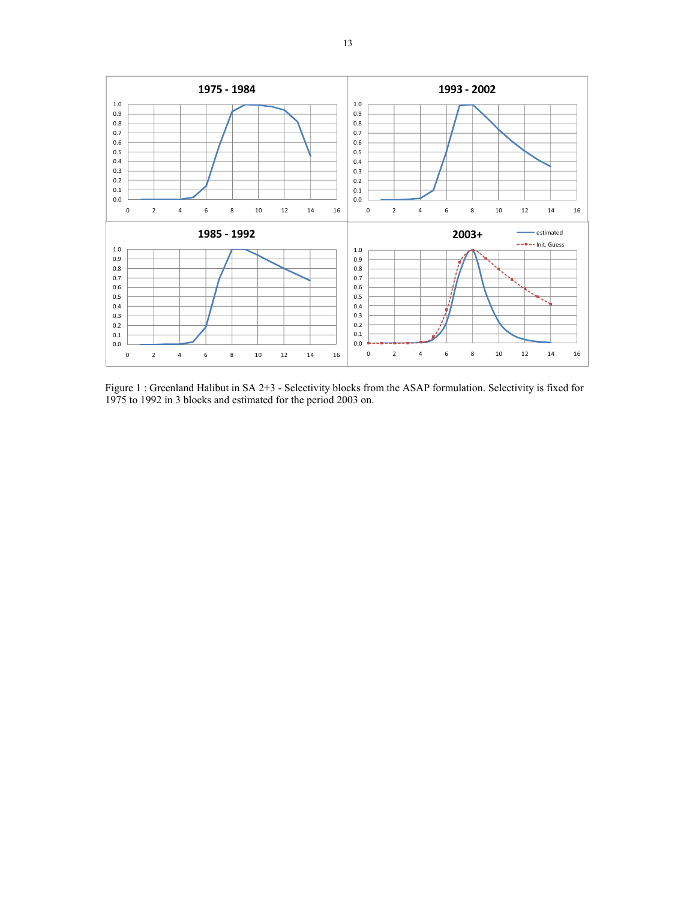Figure 1 : Greenland Halibut in SA 2+3 - Selectivity blocks from the ASAP formulation. Selectivity is fixed for 1975 to 1992 in 3 blocks and estimated for the period 2003 on.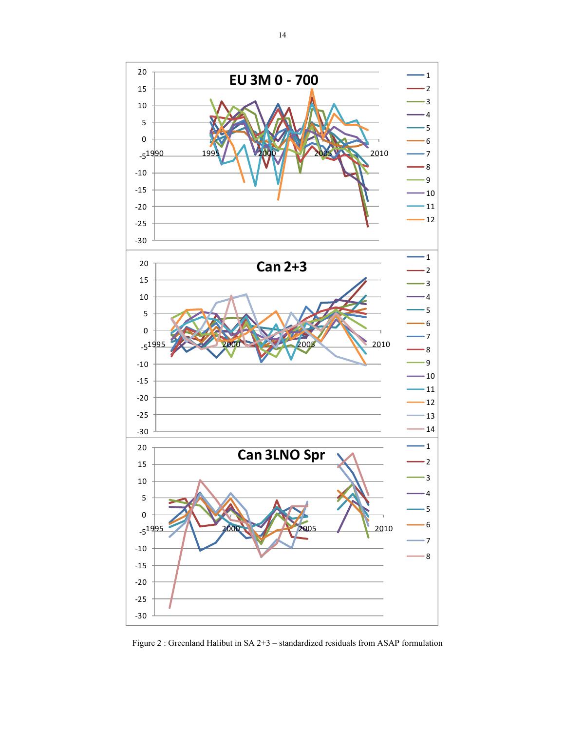Figure 2 : Greenland Halibut in SA 2+3 – standardized residuals from ASAP formulation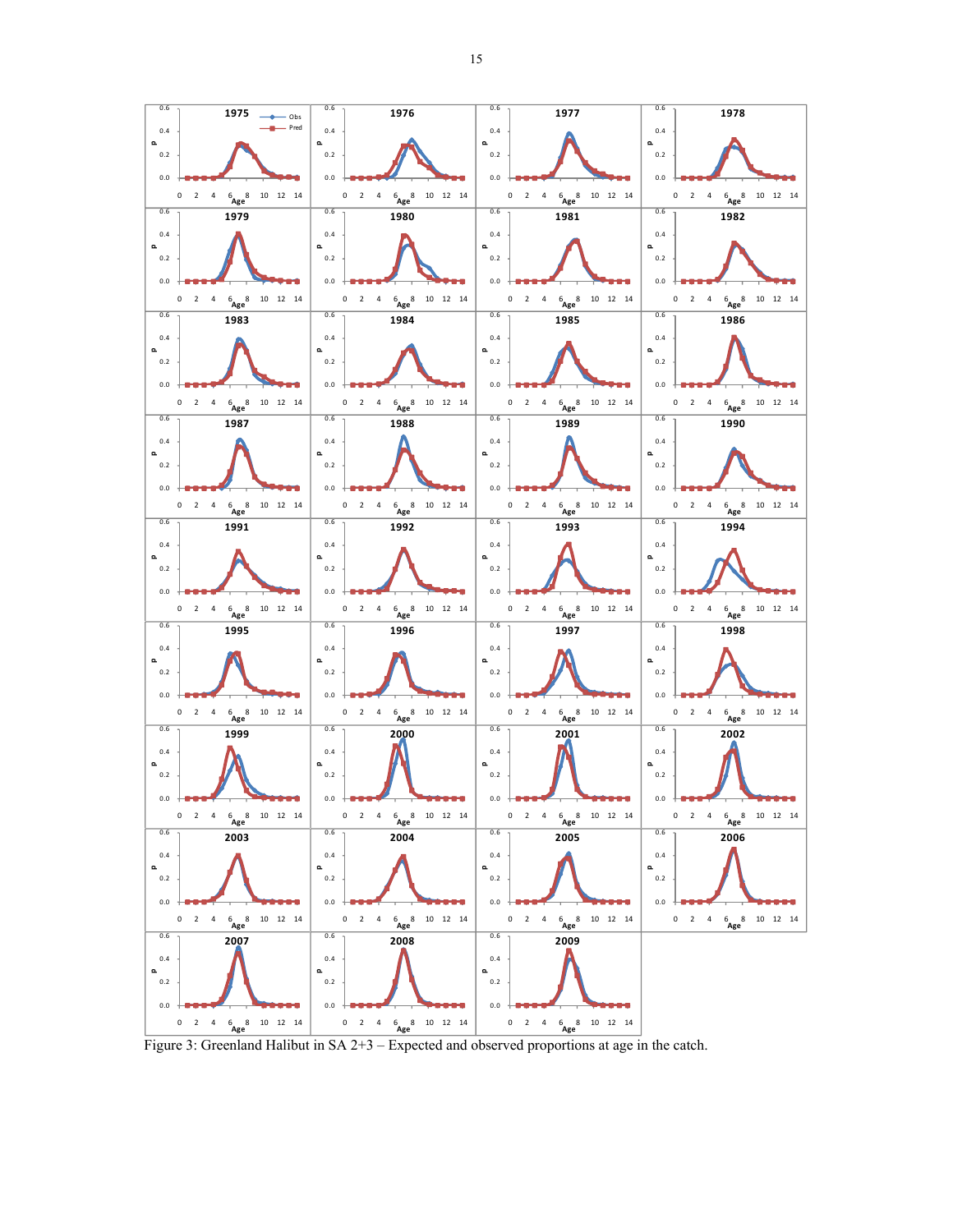Figure 3: Greenland Halibut in SA 2+3 – Expected and observed proportions at age in the catch.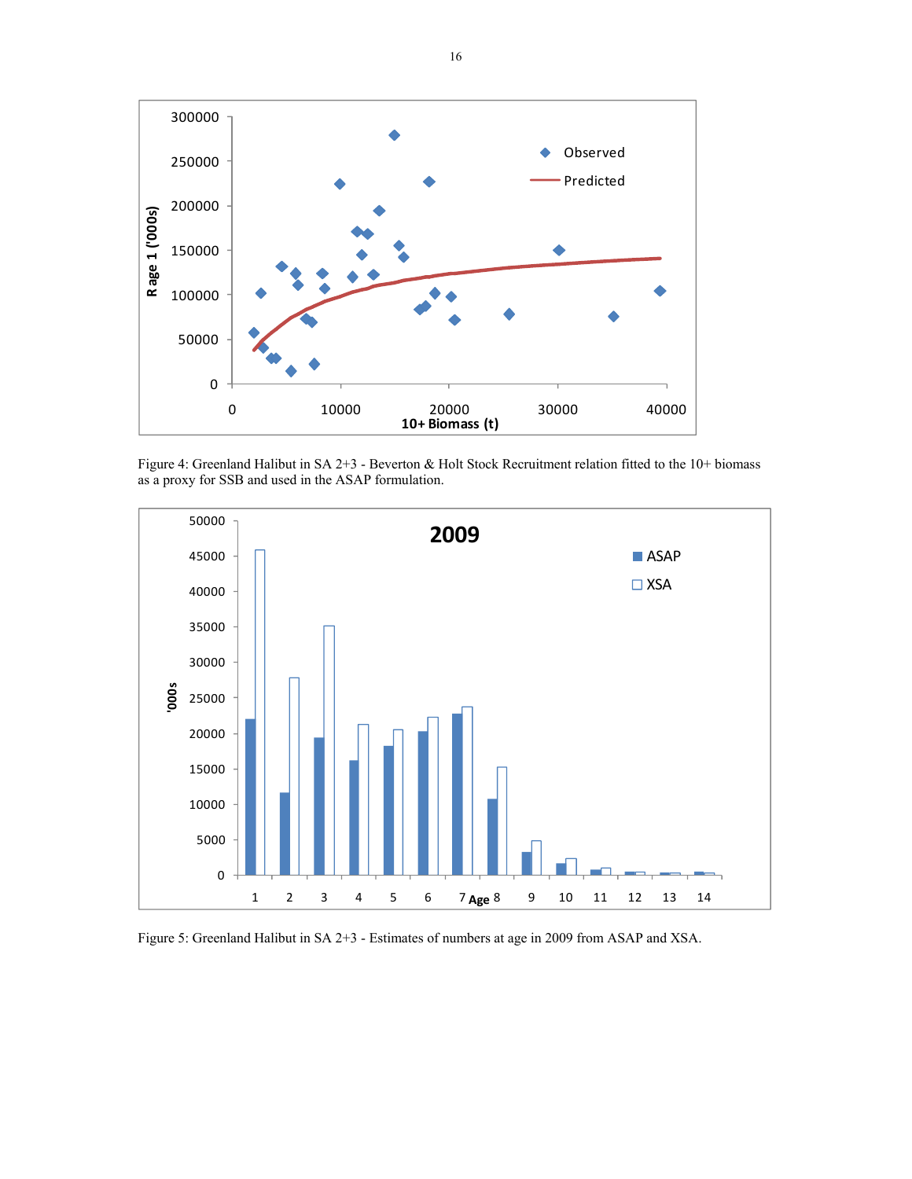Figure 4: Greenland Halibut in SA 2+3 - Beverton & Holt Stock Recruitment relation fitted to the 10+ biomass as a proxy for SSB and used in the ASAP formulation.

Figure 5: Greenland Halibut in SA 2+3 - Estimates of numbers at age in 2009 from ASAP and XSA.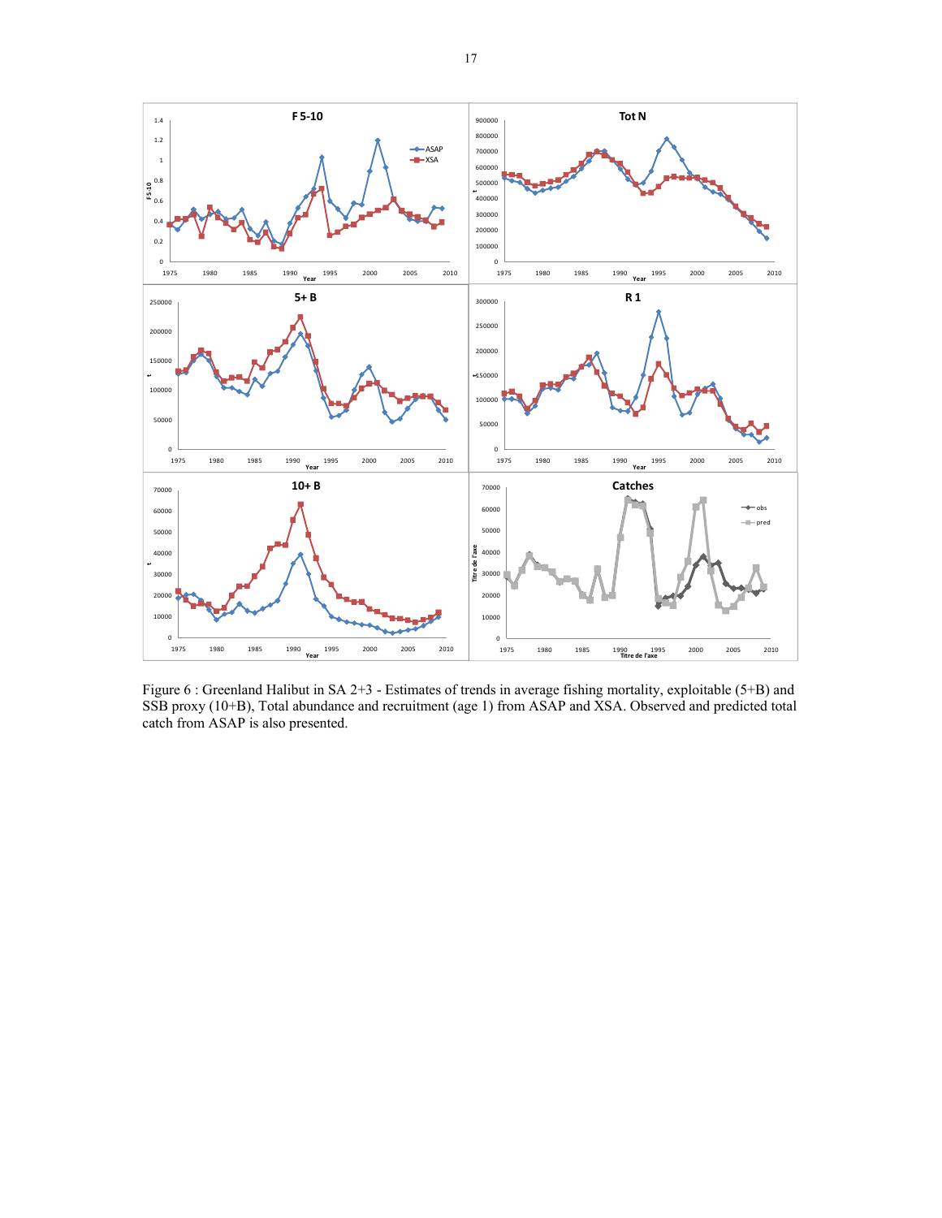Figure 6 : Greenland Halibut in SA 2+3 - Estimates of trends in average fishing mortality, exploitable (5+B) and SSB proxy (10+B), Total abundance and recruitment (age 1) from ASAP and XSA. Observed and predicted total catch from ASAP is also presented.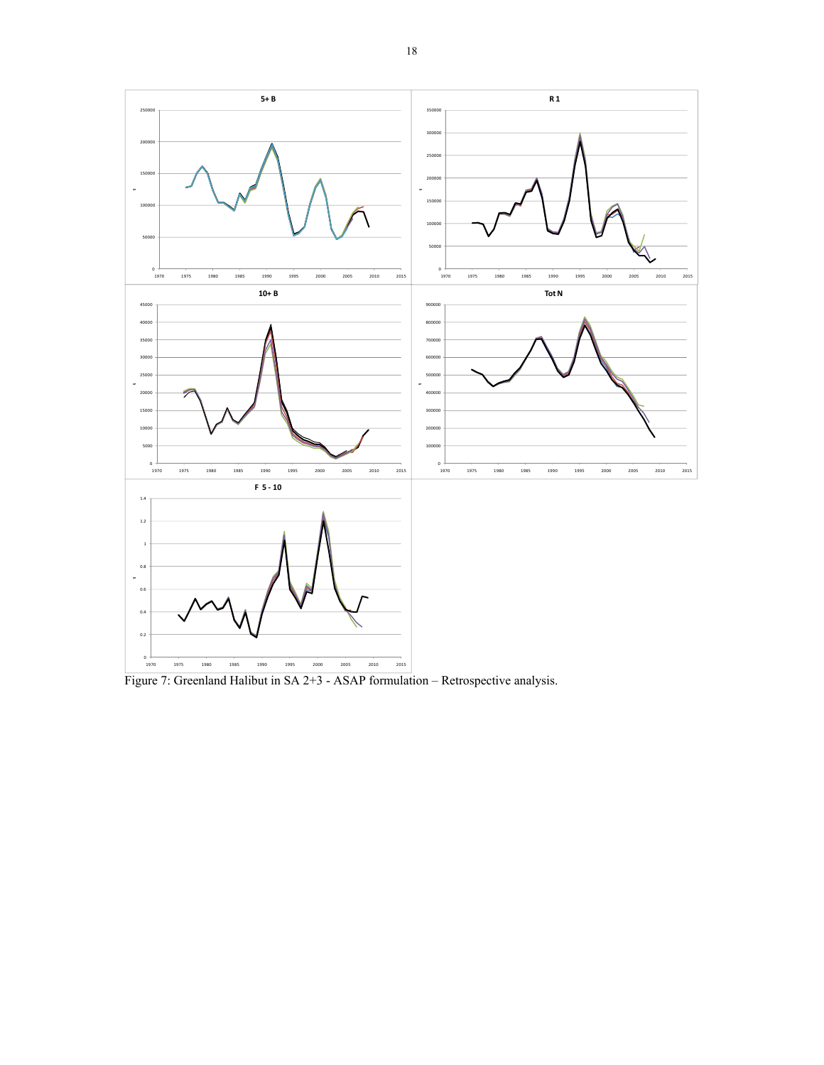5+ B

250000
200000
150000
100000
50000
0

1970 1975 1980 1985 1990 1995 2000 2005 2010 2015

R 1

350000
300000
250000
200000
150000
100000
50000
0

1970 1975 1980 1985 1990 1995 2000 2005 2010 2015

10+ B

45000
40000
35000
30000
25000
20000
15000
10000
5000
0

1970 1975 1980 1985 1990 1995 2000 2005 2010 2015

Tot N

900000
800000
700000
600000
500000
400000
300000
200000
100000
0

1970 1975 1980 1985 1990 1995 2000 2005 2010 2015

F 5 - 10

1.4
1.2
1
0.8
0.6
0.4
0.2
0

1970 1975 1980 1985 1990 1995 2000 2005 2010 2015

Figure 7: Greenland Halibut in SA 2+3 - ASAP formulation – Retrospective analysis.